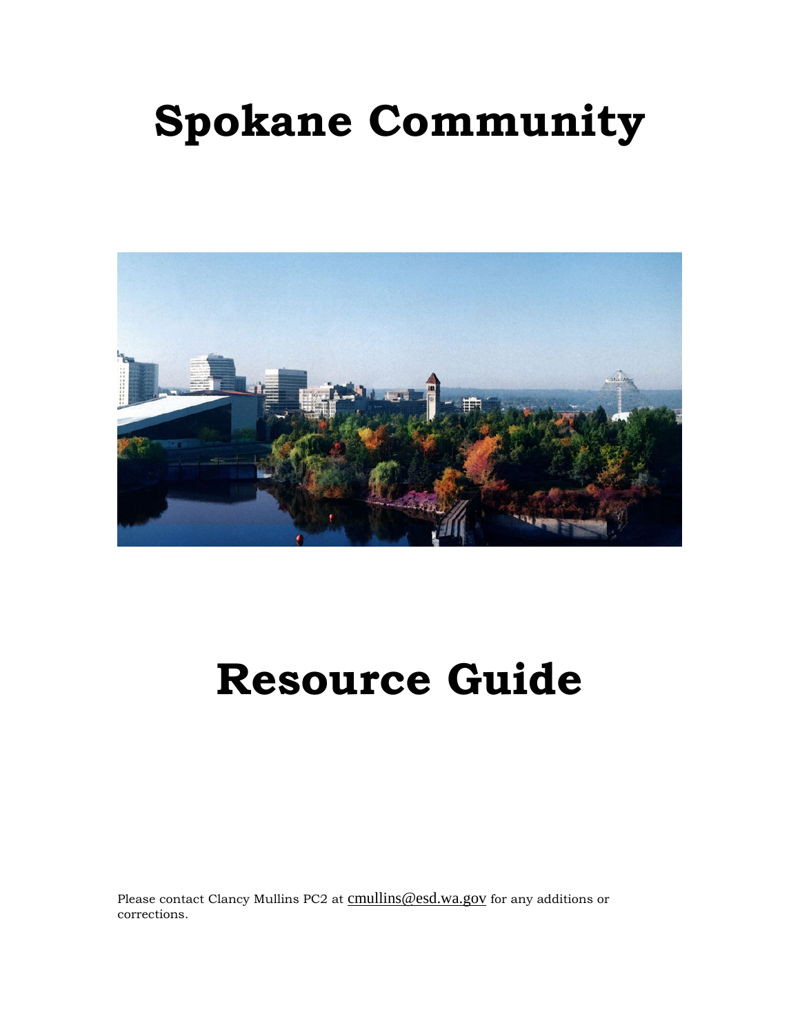# Spokane Community

# Resource Guide

Please contact Clancy Mullins PC2 at cmullins@esd.wa.gov for any additions or corrections.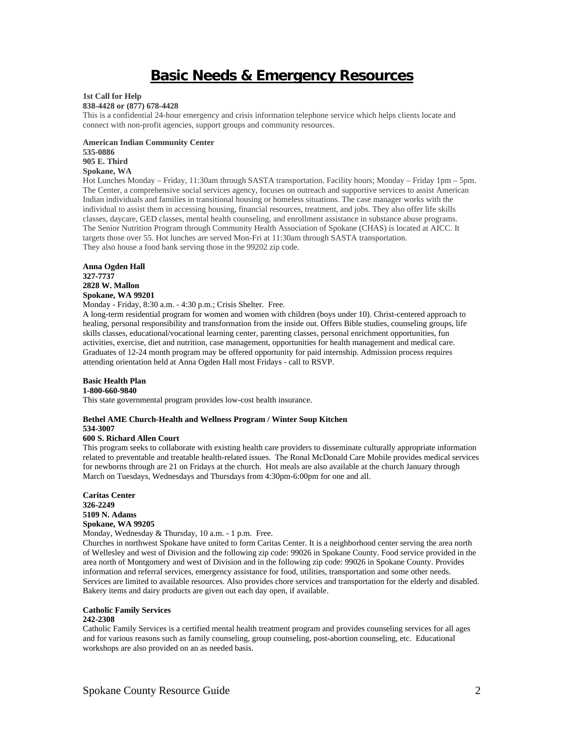# Basic Needs & Emergency Resources

**1st Call for Help**
**838-4428 or (877) 678-4428**
This is a confidential 24-hour emergency and crisis information telephone service which helps clients locate and connect with non-profit agencies, support groups and community resources.

**American Indian Community Center**
**535-0886**
**905 E. Third**
**Spokane, WA**
Hot Lunches Monday – Friday, 11:30am through SASTA transportation. Facility hours; Monday – Friday 1pm – 5pm. The Center, a comprehensive social services agency, focuses on outreach and supportive services to assist American Indian individuals and families in transitional housing or homeless situations. The case manager works with the individual to assist them in accessing housing, financial resources, treatment, and jobs. They also offer life skills classes, daycare, GED classes, mental health counseling, and enrollment assistance in substance abuse programs. The Senior Nutrition Program through Community Health Association of Spokane (CHAS) is located at AICC. It targets those over 55. Hot lunches are served Mon-Fri at 11:30am through SASTA transportation.
They also house a food bank serving those in the 99202 zip code.

**Anna Ogden Hall**
**327-7737**
**2828 W. Mallon**
**Spokane, WA 99201**
Monday - Friday, 8:30 a.m. - 4:30 p.m.; Crisis Shelter. Free.
A long-term residential program for women and women with children (boys under 10). Christ-centered approach to healing, personal responsibility and transformation from the inside out. Offers Bible studies, counseling groups, life skills classes, educational/vocational learning center, parenting classes, personal enrichment opportunities, fun activities, exercise, diet and nutrition, case management, opportunities for health management and medical care. Graduates of 12-24 month program may be offered opportunity for paid internship. Admission process requires attending orientation held at Anna Ogden Hall most Fridays - call to RSVP.

**Basic Health Plan**
**1-800-660-9840**
This state governmental program provides low-cost health insurance.

**Bethel AME Church-Health and Wellness Program / Winter Soup Kitchen**
**534-3007**
**600 S. Richard Allen Court**
This program seeks to collaborate with existing health care providers to disseminate culturally appropriate information related to preventable and treatable health-related issues. The Ronal McDonald Care Mobile provides medical services for newborns through are 21 on Fridays at the church. Hot meals are also available at the church January through March on Tuesdays, Wednesdays and Thursdays from 4:30pm-6:00pm for one and all.

**Caritas Center**
**326-2249**
**5109 N. Adams**
**Spokane, WA 99205**
Monday, Wednesday & Thursday, 10 a.m. - 1 p.m. Free.
Churches in northwest Spokane have united to form Caritas Center. It is a neighborhood center serving the area north of Wellesley and west of Division and the following zip code: 99026 in Spokane County. Food service provided in the area north of Montgomery and west of Division and in the following zip code: 99026 in Spokane County. Provides information and referral services, emergency assistance for food, utilities, transportation and some other needs. Services are limited to available resources. Also provides chore services and transportation for the elderly and disabled. Bakery items and dairy products are given out each day open, if available.

**Catholic Family Services**
**242-2308**
Catholic Family Services is a certified mental health treatment program and provides counseling services for all ages and for various reasons such as family counseling, group counseling, post-abortion counseling, etc. Educational workshops are also provided on an as needed basis.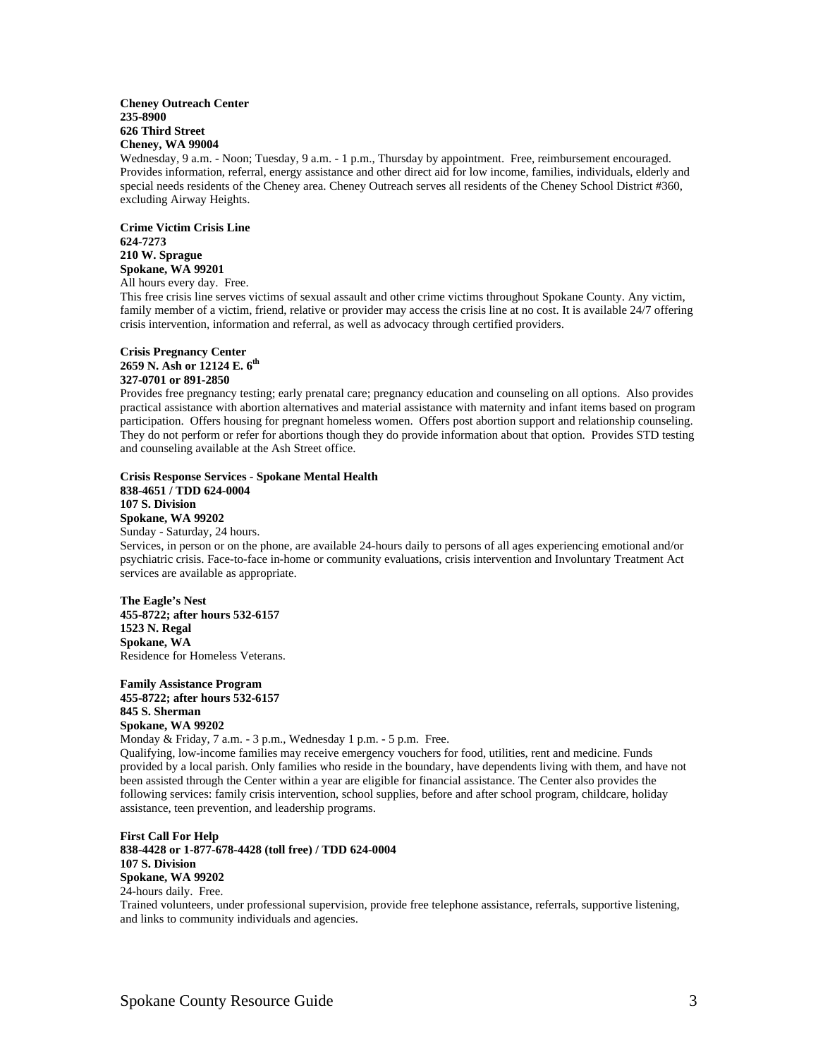**Cheney Outreach Center**
**235-8900**
**626 Third Street**
**Cheney, WA 99004**
Wednesday, 9 a.m. - Noon; Tuesday, 9 a.m. - 1 p.m., Thursday by appointment. Free, reimbursement encouraged. Provides information, referral, energy assistance and other direct aid for low income, families, individuals, elderly and special needs residents of the Cheney area. Cheney Outreach serves all residents of the Cheney School District #360, excluding Airway Heights.

**Crime Victim Crisis Line**
**624-7273**
**210 W. Sprague**
**Spokane, WA 99201**
All hours every day. Free.
This free crisis line serves victims of sexual assault and other crime victims throughout Spokane County. Any victim, family member of a victim, friend, relative or provider may access the crisis line at no cost. It is available 24/7 offering crisis intervention, information and referral, as well as advocacy through certified providers.

**Crisis Pregnancy Center**
**2659 N. Ash or 12124 E. 6th**
**327-0701 or 891-2850**
Provides free pregnancy testing; early prenatal care; pregnancy education and counseling on all options. Also provides practical assistance with abortion alternatives and material assistance with maternity and infant items based on program participation. Offers housing for pregnant homeless women. Offers post abortion support and relationship counseling. They do not perform or refer for abortions though they do provide information about that option. Provides STD testing and counseling available at the Ash Street office.

**Crisis Response Services - Spokane Mental Health**
**838-4651 / TDD 624-0004**
**107 S. Division**
**Spokane, WA 99202**
Sunday - Saturday, 24 hours.
Services, in person or on the phone, are available 24-hours daily to persons of all ages experiencing emotional and/or psychiatric crisis. Face-to-face in-home or community evaluations, crisis intervention and Involuntary Treatment Act services are available as appropriate.

**The Eagle's Nest**
**455-8722; after hours 532-6157**
**1523 N. Regal**
**Spokane, WA**
Residence for Homeless Veterans.

**Family Assistance Program**
**455-8722; after hours 532-6157**
**845 S. Sherman**
**Spokane, WA 99202**
Monday & Friday, 7 a.m. - 3 p.m., Wednesday 1 p.m. - 5 p.m. Free.
Qualifying, low-income families may receive emergency vouchers for food, utilities, rent and medicine. Funds provided by a local parish. Only families who reside in the boundary, have dependents living with them, and have not been assisted through the Center within a year are eligible for financial assistance. The Center also provides the following services: family crisis intervention, school supplies, before and after school program, childcare, holiday assistance, teen prevention, and leadership programs.

**First Call For Help**
**838-4428 or 1-877-678-4428 (toll free) / TDD 624-0004**
**107 S. Division**
**Spokane, WA 99202**
24-hours daily. Free.
Trained volunteers, under professional supervision, provide free telephone assistance, referrals, supportive listening, and links to community individuals and agencies.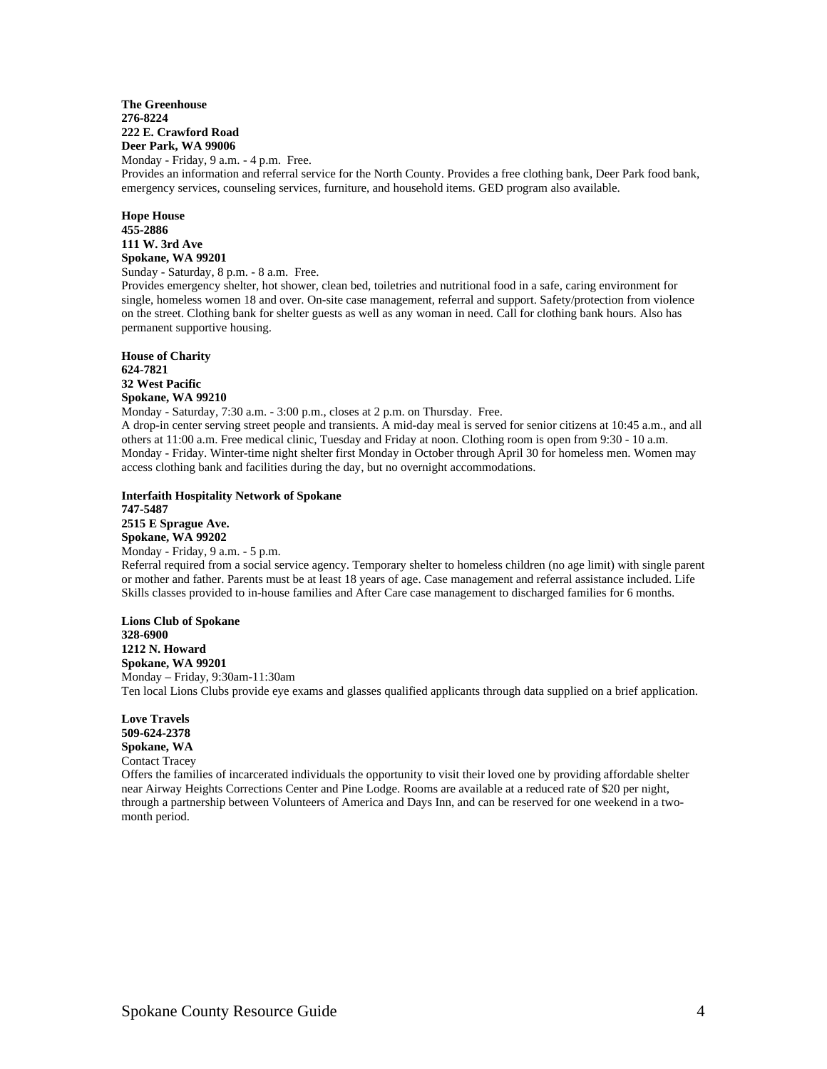**The Greenhouse**
**276-8224**
**222 E. Crawford Road**
**Deer Park, WA 99006**
Monday - Friday, 9 a.m. - 4 p.m. Free.
Provides an information and referral service for the North County. Provides a free clothing bank, Deer Park food bank, emergency services, counseling services, furniture, and household items. GED program also available.

**Hope House**
**455-2886**
**111 W. 3rd Ave**
**Spokane, WA 99201**
Sunday - Saturday, 8 p.m. - 8 a.m. Free.
Provides emergency shelter, hot shower, clean bed, toiletries and nutritional food in a safe, caring environment for single, homeless women 18 and over. On-site case management, referral and support. Safety/protection from violence on the street. Clothing bank for shelter guests as well as any woman in need. Call for clothing bank hours. Also has permanent supportive housing.

**House of Charity**
**624-7821**
**32 West Pacific**
**Spokane, WA 99210**
Monday - Saturday, 7:30 a.m. - 3:00 p.m., closes at 2 p.m. on Thursday. Free.
A drop-in center serving street people and transients. A mid-day meal is served for senior citizens at 10:45 a.m., and all others at 11:00 a.m. Free medical clinic, Tuesday and Friday at noon. Clothing room is open from 9:30 - 10 a.m. Monday - Friday. Winter-time night shelter first Monday in October through April 30 for homeless men. Women may access clothing bank and facilities during the day, but no overnight accommodations.

**Interfaith Hospitality Network of Spokane**
**747-5487**
**2515 E Sprague Ave.**
**Spokane, WA 99202**
Monday - Friday, 9 a.m. - 5 p.m.
Referral required from a social service agency. Temporary shelter to homeless children (no age limit) with single parent or mother and father. Parents must be at least 18 years of age. Case management and referral assistance included. Life Skills classes provided to in-house families and After Care case management to discharged families for 6 months.

**Lions Club of Spokane**
**328-6900**
**1212 N. Howard**
**Spokane, WA 99201**
Monday – Friday, 9:30am-11:30am
Ten local Lions Clubs provide eye exams and glasses qualified applicants through data supplied on a brief application.

**Love Travels**
**509-624-2378**
**Spokane, WA**
Contact Tracey
Offers the families of incarcerated individuals the opportunity to visit their loved one by providing affordable shelter near Airway Heights Corrections Center and Pine Lodge. Rooms are available at a reduced rate of $20 per night, through a partnership between Volunteers of America and Days Inn, and can be reserved for one weekend in a two-month period.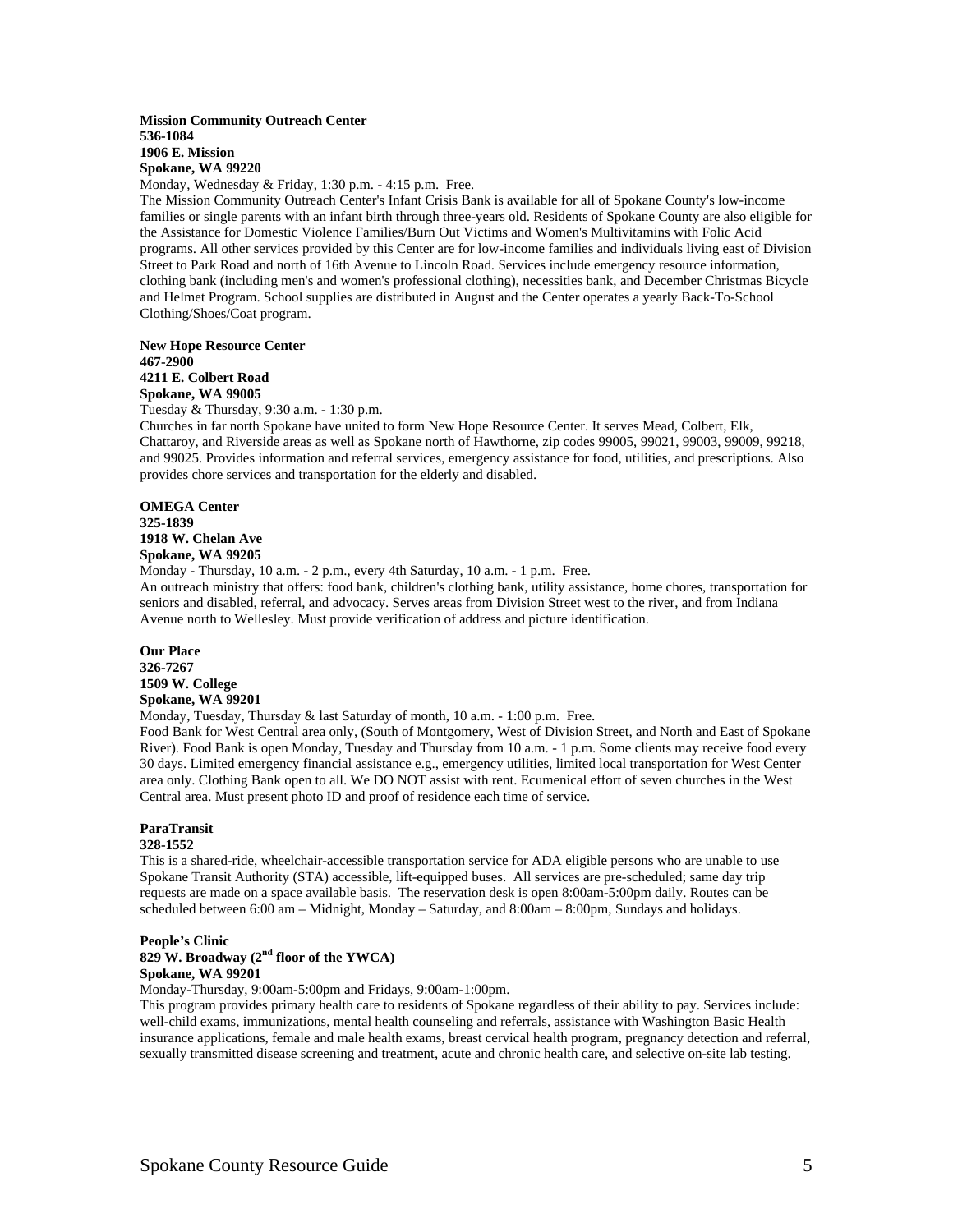**Mission Community Outreach Center**
**536-1084**
**1906 E. Mission**
**Spokane, WA 99220**

Monday, Wednesday & Friday, 1:30 p.m. - 4:15 p.m. Free.
The Mission Community Outreach Center's Infant Crisis Bank is available for all of Spokane County's low-income families or single parents with an infant birth through three-years old. Residents of Spokane County are also eligible for the Assistance for Domestic Violence Families/Burn Out Victims and Women's Multivitamins with Folic Acid programs. All other services provided by this Center are for low-income families and individuals living east of Division Street to Park Road and north of 16th Avenue to Lincoln Road. Services include emergency resource information, clothing bank (including men's and women's professional clothing), necessities bank, and December Christmas Bicycle and Helmet Program. School supplies are distributed in August and the Center operates a yearly Back-To-School Clothing/Shoes/Coat program.

**New Hope Resource Center**
**467-2900**
**4211 E. Colbert Road**
**Spokane, WA 99005**

Tuesday & Thursday, 9:30 a.m. - 1:30 p.m.
Churches in far north Spokane have united to form New Hope Resource Center. It serves Mead, Colbert, Elk, Chattaroy, and Riverside areas as well as Spokane north of Hawthorne, zip codes 99005, 99021, 99003, 99009, 99218, and 99025. Provides information and referral services, emergency assistance for food, utilities, and prescriptions. Also provides chore services and transportation for the elderly and disabled.

**OMEGA Center**
**325-1839**
**1918 W. Chelan Ave**
**Spokane, WA 99205**

Monday - Thursday, 10 a.m. - 2 p.m., every 4th Saturday, 10 a.m. - 1 p.m. Free.
An outreach ministry that offers: food bank, children's clothing bank, utility assistance, home chores, transportation for seniors and disabled, referral, and advocacy. Serves areas from Division Street west to the river, and from Indiana Avenue north to Wellesley. Must provide verification of address and picture identification.

**Our Place**
**326-7267**
**1509 W. College**
**Spokane, WA 99201**

Monday, Tuesday, Thursday & last Saturday of month, 10 a.m. - 1:00 p.m. Free.
Food Bank for West Central area only, (South of Montgomery, West of Division Street, and North and East of Spokane River). Food Bank is open Monday, Tuesday and Thursday from 10 a.m. - 1 p.m. Some clients may receive food every 30 days. Limited emergency financial assistance e.g., emergency utilities, limited local transportation for West Center area only. Clothing Bank open to all. We DO NOT assist with rent. Ecumenical effort of seven churches in the West Central area. Must present photo ID and proof of residence each time of service.

**ParaTransit**
**328-1552**

This is a shared-ride, wheelchair-accessible transportation service for ADA eligible persons who are unable to use Spokane Transit Authority (STA) accessible, lift-equipped buses. All services are pre-scheduled; same day trip requests are made on a space available basis. The reservation desk is open 8:00am-5:00pm daily. Routes can be scheduled between 6:00 am – Midnight, Monday – Saturday, and 8:00am – 8:00pm, Sundays and holidays.

**People's Clinic**
**829 W. Broadway (2nd floor of the YWCA)**
**Spokane, WA 99201**

Monday-Thursday, 9:00am-5:00pm and Fridays, 9:00am-1:00pm.
This program provides primary health care to residents of Spokane regardless of their ability to pay. Services include: well-child exams, immunizations, mental health counseling and referrals, assistance with Washington Basic Health insurance applications, female and male health exams, breast cervical health program, pregnancy detection and referral, sexually transmitted disease screening and treatment, acute and chronic health care, and selective on-site lab testing.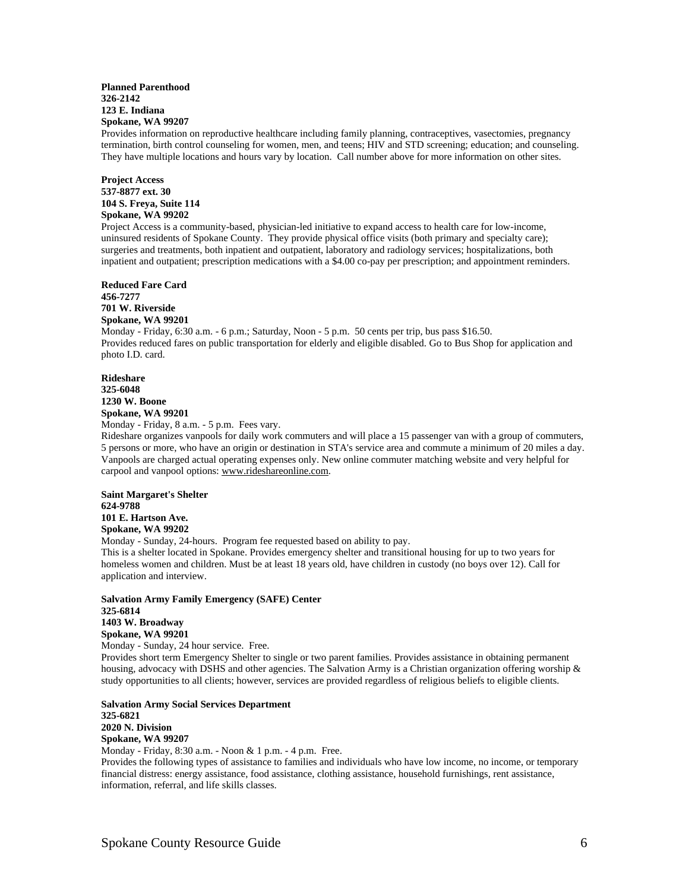**Planned Parenthood**
**326-2142**
**123 E. Indiana**
**Spokane, WA 99207**
Provides information on reproductive healthcare including family planning, contraceptives, vasectomies, pregnancy termination, birth control counseling for women, men, and teens; HIV and STD screening; education; and counseling. They have multiple locations and hours vary by location. Call number above for more information on other sites.

**Project Access**
**537-8877 ext. 30**
**104 S. Freya, Suite 114**
**Spokane, WA 99202**
Project Access is a community-based, physician-led initiative to expand access to health care for low-income, uninsured residents of Spokane County. They provide physical office visits (both primary and specialty care); surgeries and treatments, both inpatient and outpatient, laboratory and radiology services; hospitalizations, both inpatient and outpatient; prescription medications with a $4.00 co-pay per prescription; and appointment reminders.

**Reduced Fare Card**
**456-7277**
**701 W. Riverside**
**Spokane, WA 99201**
Monday - Friday, 6:30 a.m. - 6 p.m.; Saturday, Noon - 5 p.m. 50 cents per trip, bus pass $16.50.
Provides reduced fares on public transportation for elderly and eligible disabled. Go to Bus Shop for application and photo I.D. card.

**Rideshare**
**325-6048**
**1230 W. Boone**
**Spokane, WA 99201**
Monday - Friday, 8 a.m. - 5 p.m. Fees vary.
Rideshare organizes vanpools for daily work commuters and will place a 15 passenger van with a group of commuters, 5 persons or more, who have an origin or destination in STA's service area and commute a minimum of 20 miles a day. Vanpools are charged actual operating expenses only. New online commuter matching website and very helpful for carpool and vanpool options: www.rideshareonline.com.

**Saint Margaret's Shelter**
**624-9788**
**101 E. Hartson Ave.**
**Spokane, WA 99202**
Monday - Sunday, 24-hours. Program fee requested based on ability to pay.
This is a shelter located in Spokane. Provides emergency shelter and transitional housing for up to two years for homeless women and children. Must be at least 18 years old, have children in custody (no boys over 12). Call for application and interview.

**Salvation Army Family Emergency (SAFE) Center**
**325-6814**
**1403 W. Broadway**
**Spokane, WA 99201**
Monday - Sunday, 24 hour service. Free.
Provides short term Emergency Shelter to single or two parent families. Provides assistance in obtaining permanent housing, advocacy with DSHS and other agencies. The Salvation Army is a Christian organization offering worship & study opportunities to all clients; however, services are provided regardless of religious beliefs to eligible clients.

**Salvation Army Social Services Department**
**325-6821**
**2020 N. Division**
**Spokane, WA 99207**
Monday - Friday, 8:30 a.m. - Noon & 1 p.m. - 4 p.m. Free.
Provides the following types of assistance to families and individuals who have low income, no income, or temporary financial distress: energy assistance, food assistance, clothing assistance, household furnishings, rent assistance, information, referral, and life skills classes.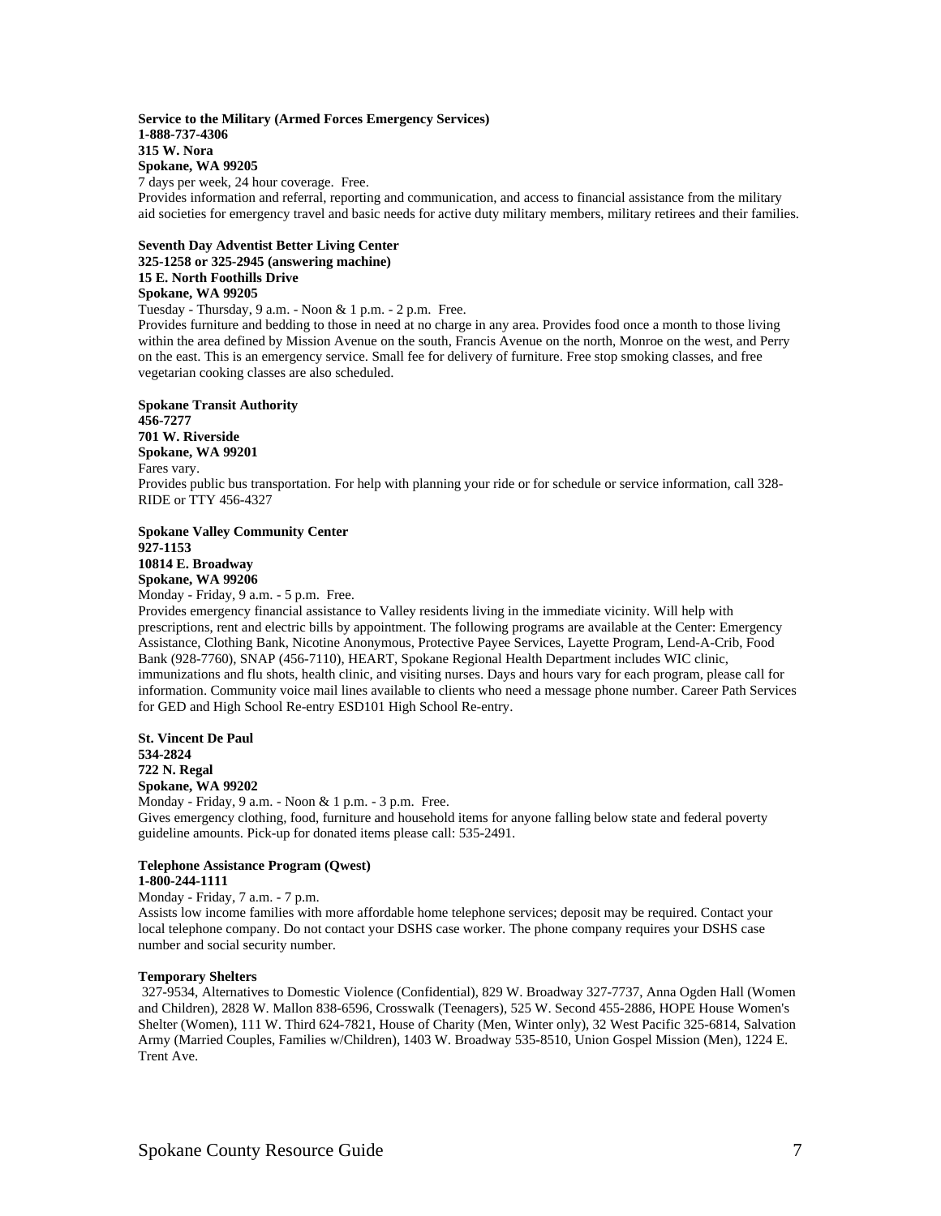**Service to the Military (Armed Forces Emergency Services)**
**1-888-737-4306**
**315 W. Nora**
**Spokane, WA 99205**
7 days per week, 24 hour coverage. Free.
Provides information and referral, reporting and communication, and access to financial assistance from the military aid societies for emergency travel and basic needs for active duty military members, military retirees and their families.

**Seventh Day Adventist Better Living Center**
**325-1258 or 325-2945 (answering machine)**
**15 E. North Foothills Drive**
**Spokane, WA 99205**
Tuesday - Thursday, 9 a.m. - Noon & 1 p.m. - 2 p.m. Free.
Provides furniture and bedding to those in need at no charge in any area. Provides food once a month to those living within the area defined by Mission Avenue on the south, Francis Avenue on the north, Monroe on the west, and Perry on the east. This is an emergency service. Small fee for delivery of furniture. Free stop smoking classes, and free vegetarian cooking classes are also scheduled.

**Spokane Transit Authority**
**456-7277**
**701 W. Riverside**
**Spokane, WA 99201**
Fares vary.
Provides public bus transportation. For help with planning your ride or for schedule or service information, call 328-RIDE or TTY 456-4327

**Spokane Valley Community Center**
**927-1153**
**10814 E. Broadway**
**Spokane, WA 99206**
Monday - Friday, 9 a.m. - 5 p.m. Free.
Provides emergency financial assistance to Valley residents living in the immediate vicinity. Will help with prescriptions, rent and electric bills by appointment. The following programs are available at the Center: Emergency Assistance, Clothing Bank, Nicotine Anonymous, Protective Payee Services, Layette Program, Lend-A-Crib, Food Bank (928-7760), SNAP (456-7110), HEART, Spokane Regional Health Department includes WIC clinic, immunizations and flu shots, health clinic, and visiting nurses. Days and hours vary for each program, please call for information. Community voice mail lines available to clients who need a message phone number. Career Path Services for GED and High School Re-entry ESD101 High School Re-entry.

**St. Vincent De Paul**
**534-2824**
**722 N. Regal**
**Spokane, WA 99202**
Monday - Friday, 9 a.m. - Noon & 1 p.m. - 3 p.m. Free.
Gives emergency clothing, food, furniture and household items for anyone falling below state and federal poverty guideline amounts. Pick-up for donated items please call: 535-2491.

**Telephone Assistance Program (Qwest)**
**1-800-244-1111**
Monday - Friday, 7 a.m. - 7 p.m.
Assists low income families with more affordable home telephone services; deposit may be required. Contact your local telephone company. Do not contact your DSHS case worker. The phone company requires your DSHS case number and social security number.

**Temporary Shelters**
327-9534, Alternatives to Domestic Violence (Confidential), 829 W. Broadway 327-7737, Anna Ogden Hall (Women and Children), 2828 W. Mallon 838-6596, Crosswalk (Teenagers), 525 W. Second 455-2886, HOPE House Women's Shelter (Women), 111 W. Third 624-7821, House of Charity (Men, Winter only), 32 West Pacific 325-6814, Salvation Army (Married Couples, Families w/Children), 1403 W. Broadway 535-8510, Union Gospel Mission (Men), 1224 E. Trent Ave.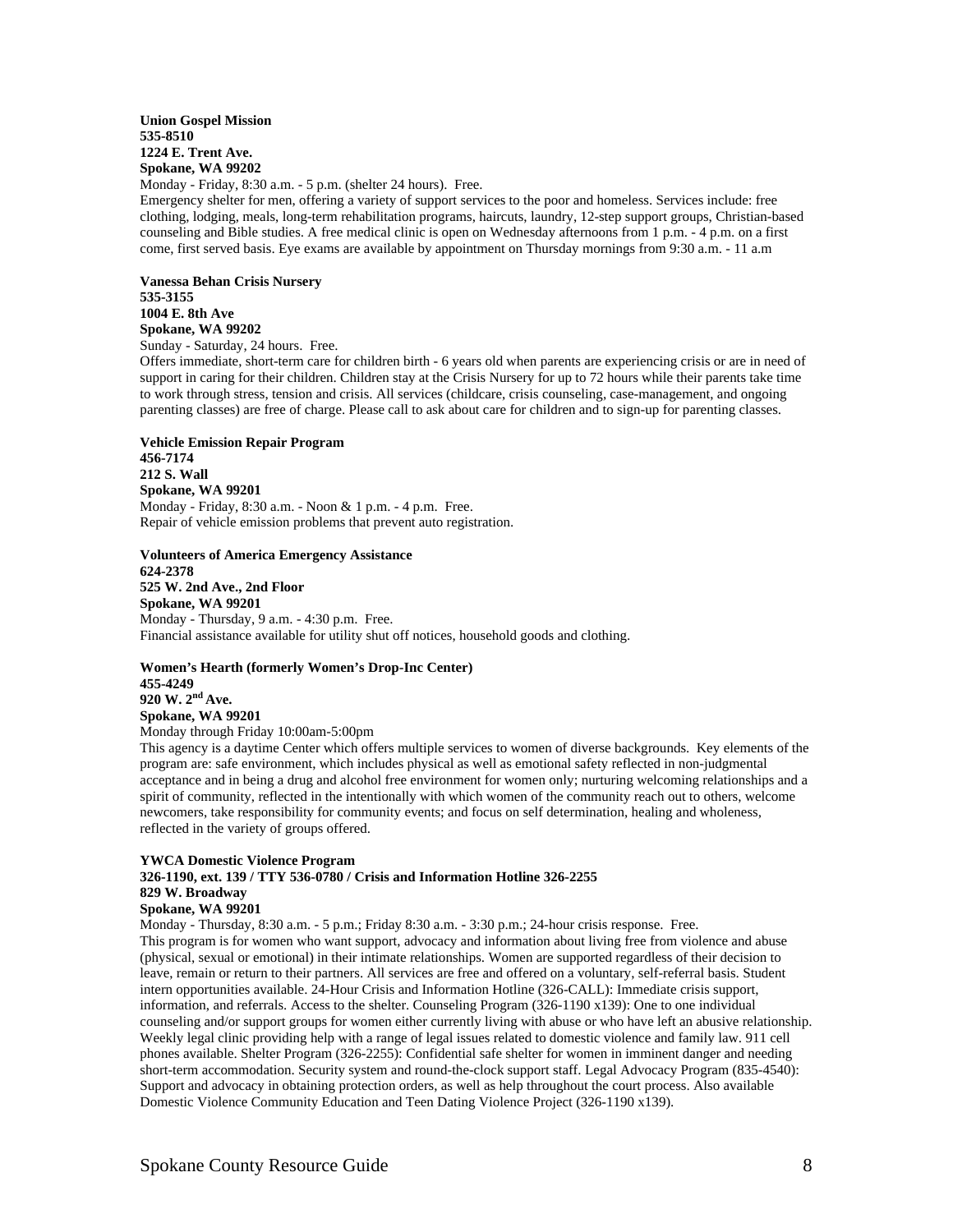**Union Gospel Mission**
**535-8510**
**1224 E. Trent Ave.**
**Spokane, WA 99202**
Monday - Friday, 8:30 a.m. - 5 p.m. (shelter 24 hours). Free.
Emergency shelter for men, offering a variety of support services to the poor and homeless. Services include: free clothing, lodging, meals, long-term rehabilitation programs, haircuts, laundry, 12-step support groups, Christian-based counseling and Bible studies. A free medical clinic is open on Wednesday afternoons from 1 p.m. - 4 p.m. on a first come, first served basis. Eye exams are available by appointment on Thursday mornings from 9:30 a.m. - 11 a.m

**Vanessa Behan Crisis Nursery**
**535-3155**
**1004 E. 8th Ave**
**Spokane, WA 99202**
Sunday - Saturday, 24 hours. Free.
Offers immediate, short-term care for children birth - 6 years old when parents are experiencing crisis or are in need of support in caring for their children. Children stay at the Crisis Nursery for up to 72 hours while their parents take time to work through stress, tension and crisis. All services (childcare, crisis counseling, case-management, and ongoing parenting classes) are free of charge. Please call to ask about care for children and to sign-up for parenting classes.

**Vehicle Emission Repair Program**
**456-7174**
**212 S. Wall**
**Spokane, WA 99201**
Monday - Friday, 8:30 a.m. - Noon & 1 p.m. - 4 p.m. Free.
Repair of vehicle emission problems that prevent auto registration.

**Volunteers of America Emergency Assistance**
**624-2378**
**525 W. 2nd Ave., 2nd Floor**
**Spokane, WA 99201**
Monday - Thursday, 9 a.m. - 4:30 p.m. Free.
Financial assistance available for utility shut off notices, household goods and clothing.

**Women's Hearth (formerly Women's Drop-Inc Center)**
**455-4249**
**920 W. 2nd Ave.**
**Spokane, WA 99201**
Monday through Friday 10:00am-5:00pm
This agency is a daytime Center which offers multiple services to women of diverse backgrounds. Key elements of the program are: safe environment, which includes physical as well as emotional safety reflected in non-judgmental acceptance and in being a drug and alcohol free environment for women only; nurturing welcoming relationships and a spirit of community, reflected in the intentionally with which women of the community reach out to others, welcome newcomers, take responsibility for community events; and focus on self determination, healing and wholeness, reflected in the variety of groups offered.

**YWCA Domestic Violence Program**
**326-1190, ext. 139 / TTY 536-0780 / Crisis and Information Hotline 326-2255**
**829 W. Broadway**
**Spokane, WA 99201**
Monday - Thursday, 8:30 a.m. - 5 p.m.; Friday 8:30 a.m. - 3:30 p.m.; 24-hour crisis response. Free.
This program is for women who want support, advocacy and information about living free from violence and abuse (physical, sexual or emotional) in their intimate relationships. Women are supported regardless of their decision to leave, remain or return to their partners. All services are free and offered on a voluntary, self-referral basis. Student intern opportunities available. 24-Hour Crisis and Information Hotline (326-CALL): Immediate crisis support, information, and referrals. Access to the shelter. Counseling Program (326-1190 x139): One to one individual counseling and/or support groups for women either currently living with abuse or who have left an abusive relationship. Weekly legal clinic providing help with a range of legal issues related to domestic violence and family law. 911 cell phones available. Shelter Program (326-2255): Confidential safe shelter for women in imminent danger and needing short-term accommodation. Security system and round-the-clock support staff. Legal Advocacy Program (835-4540): Support and advocacy in obtaining protection orders, as well as help throughout the court process. Also available Domestic Violence Community Education and Teen Dating Violence Project (326-1190 x139).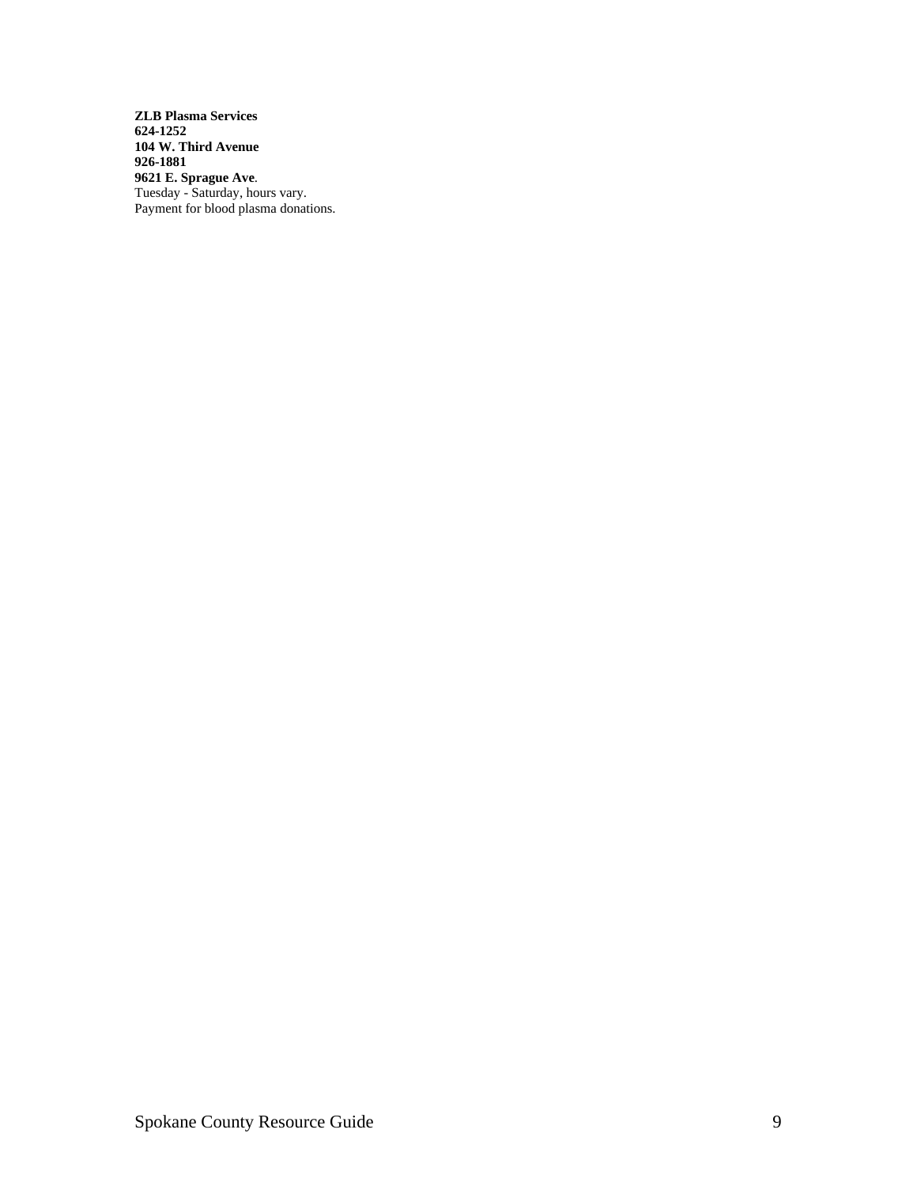**ZLB Plasma Services**
**624-1252**
**104 W. Third Avenue**
**926-1881**
**9621 E. Sprague Ave**.
Tuesday - Saturday, hours vary.
Payment for blood plasma donations.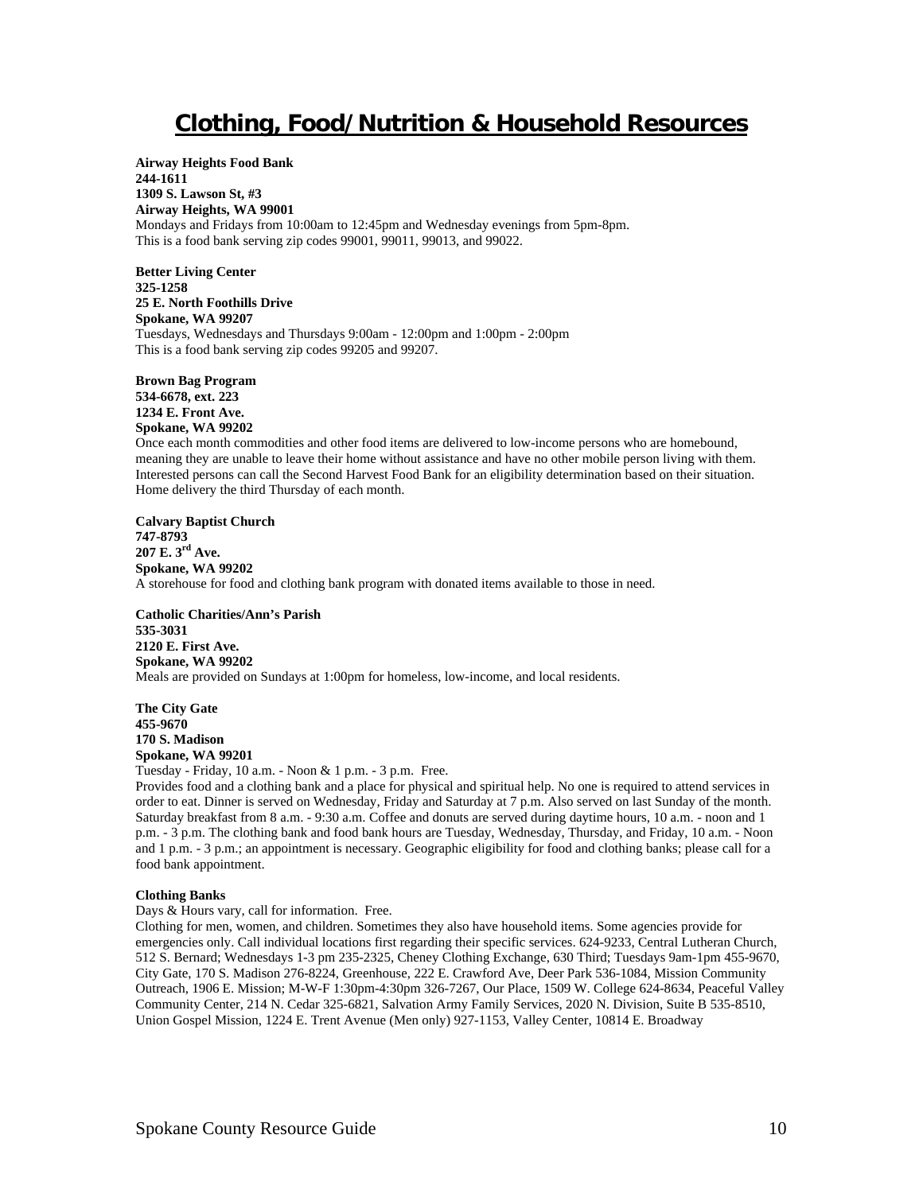# Clothing, Food/Nutrition & Household Resources

**Airway Heights Food Bank**
**244-1611**
**1309 S. Lawson St, #3**
**Airway Heights, WA 99001**
Mondays and Fridays from 10:00am to 12:45pm and Wednesday evenings from 5pm-8pm.
This is a food bank serving zip codes 99001, 99011, 99013, and 99022.

**Better Living Center**
**325-1258**
**25 E. North Foothills Drive**
**Spokane, WA 99207**
Tuesdays, Wednesdays and Thursdays 9:00am - 12:00pm and 1:00pm - 2:00pm
This is a food bank serving zip codes 99205 and 99207.

**Brown Bag Program**
**534-6678, ext. 223**
**1234 E. Front Ave.**
**Spokane, WA 99202**
Once each month commodities and other food items are delivered to low-income persons who are homebound, meaning they are unable to leave their home without assistance and have no other mobile person living with them. Interested persons can call the Second Harvest Food Bank for an eligibility determination based on their situation. Home delivery the third Thursday of each month.

**Calvary Baptist Church**
**747-8793**
**207 E. 3rd Ave.**
**Spokane, WA 99202**
A storehouse for food and clothing bank program with donated items available to those in need.

**Catholic Charities/Ann's Parish**
**535-3031**
**2120 E. First Ave.**
**Spokane, WA 99202**
Meals are provided on Sundays at 1:00pm for homeless, low-income, and local residents.

**The City Gate**
**455-9670**
**170 S. Madison**
**Spokane, WA 99201**
Tuesday - Friday, 10 a.m. - Noon & 1 p.m. - 3 p.m. Free.
Provides food and a clothing bank and a place for physical and spiritual help. No one is required to attend services in order to eat. Dinner is served on Wednesday, Friday and Saturday at 7 p.m. Also served on last Sunday of the month. Saturday breakfast from 8 a.m. - 9:30 a.m. Coffee and donuts are served during daytime hours, 10 a.m. - noon and 1 p.m. - 3 p.m. The clothing bank and food bank hours are Tuesday, Wednesday, Thursday, and Friday, 10 a.m. - Noon and 1 p.m. - 3 p.m.; an appointment is necessary. Geographic eligibility for food and clothing banks; please call for a food bank appointment.

**Clothing Banks**
Days & Hours vary, call for information. Free.
Clothing for men, women, and children. Sometimes they also have household items. Some agencies provide for emergencies only. Call individual locations first regarding their specific services. 624-9233, Central Lutheran Church, 512 S. Bernard; Wednesdays 1-3 pm 235-2325, Cheney Clothing Exchange, 630 Third; Tuesdays 9am-1pm 455-9670, City Gate, 170 S. Madison 276-8224, Greenhouse, 222 E. Crawford Ave, Deer Park 536-1084, Mission Community Outreach, 1906 E. Mission; M-W-F 1:30pm-4:30pm 326-7267, Our Place, 1509 W. College 624-8634, Peaceful Valley Community Center, 214 N. Cedar 325-6821, Salvation Army Family Services, 2020 N. Division, Suite B 535-8510, Union Gospel Mission, 1224 E. Trent Avenue (Men only) 927-1153, Valley Center, 10814 E. Broadway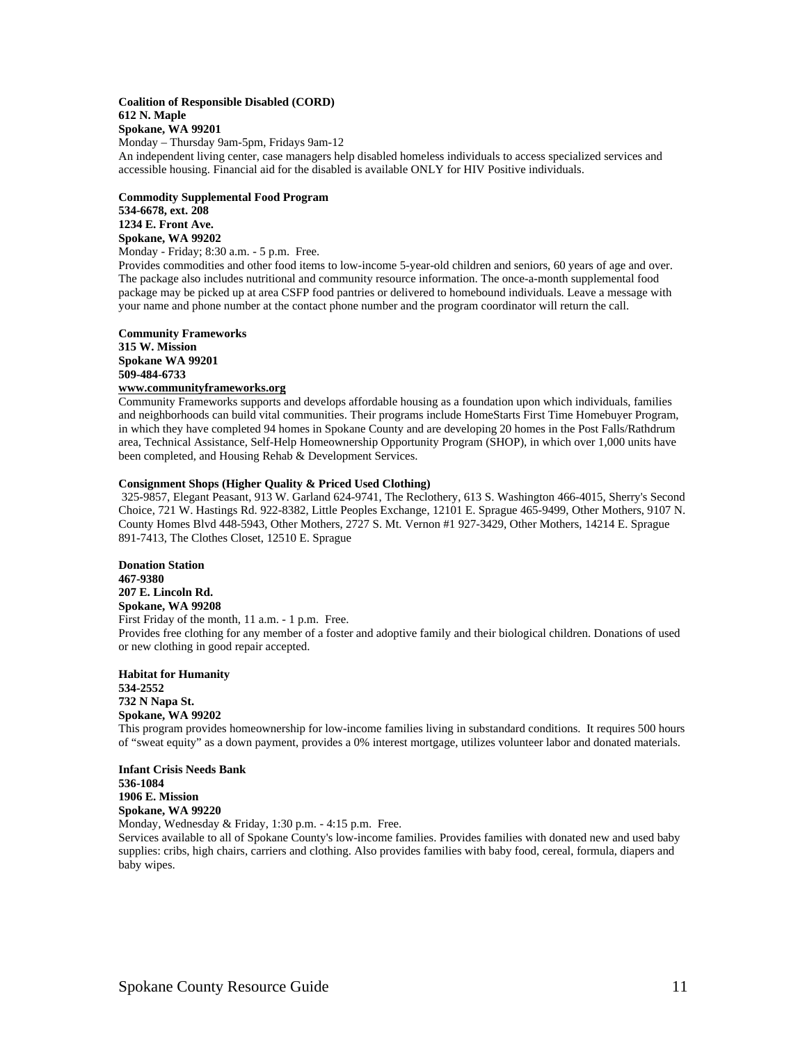**Coalition of Responsible Disabled (CORD)**
**612 N. Maple**
**Spokane, WA 99201**
Monday – Thursday 9am-5pm, Fridays 9am-12
An independent living center, case managers help disabled homeless individuals to access specialized services and accessible housing. Financial aid for the disabled is available ONLY for HIV Positive individuals.

**Commodity Supplemental Food Program**
**534-6678, ext. 208**
**1234 E. Front Ave.**
**Spokane, WA 99202**
Monday - Friday; 8:30 a.m. - 5 p.m. Free.
Provides commodities and other food items to low-income 5-year-old children and seniors, 60 years of age and over. The package also includes nutritional and community resource information. The once-a-month supplemental food package may be picked up at area CSFP food pantries or delivered to homebound individuals. Leave a message with your name and phone number at the contact phone number and the program coordinator will return the call.

**Community Frameworks**
**315 W. Mission**
**Spokane WA 99201**
**509-484-6733**
**www.communityframeworks.org**
Community Frameworks supports and develops affordable housing as a foundation upon which individuals, families and neighborhoods can build vital communities. Their programs include HomeStarts First Time Homebuyer Program, in which they have completed 94 homes in Spokane County and are developing 20 homes in the Post Falls/Rathdrum area, Technical Assistance, Self-Help Homeownership Opportunity Program (SHOP), in which over 1,000 units have been completed, and Housing Rehab & Development Services.

**Consignment Shops (Higher Quality & Priced Used Clothing)**
325-9857, Elegant Peasant, 913 W. Garland 624-9741, The Reclothery, 613 S. Washington 466-4015, Sherry's Second Choice, 721 W. Hastings Rd. 922-8382, Little Peoples Exchange, 12101 E. Sprague 465-9499, Other Mothers, 9107 N. County Homes Blvd 448-5943, Other Mothers, 2727 S. Mt. Vernon #1 927-3429, Other Mothers, 14214 E. Sprague 891-7413, The Clothes Closet, 12510 E. Sprague

**Donation Station**
**467-9380**
**207 E. Lincoln Rd.**
**Spokane, WA 99208**
First Friday of the month, 11 a.m. - 1 p.m. Free.
Provides free clothing for any member of a foster and adoptive family and their biological children. Donations of used or new clothing in good repair accepted.

**Habitat for Humanity**
**534-2552**
**732 N Napa St.**
**Spokane, WA 99202**
This program provides homeownership for low-income families living in substandard conditions. It requires 500 hours of "sweat equity" as a down payment, provides a 0% interest mortgage, utilizes volunteer labor and donated materials.

**Infant Crisis Needs Bank**
**536-1084**
**1906 E. Mission**
**Spokane, WA 99220**
Monday, Wednesday & Friday, 1:30 p.m. - 4:15 p.m. Free.
Services available to all of Spokane County's low-income families. Provides families with donated new and used baby supplies: cribs, high chairs, carriers and clothing. Also provides families with baby food, cereal, formula, diapers and baby wipes.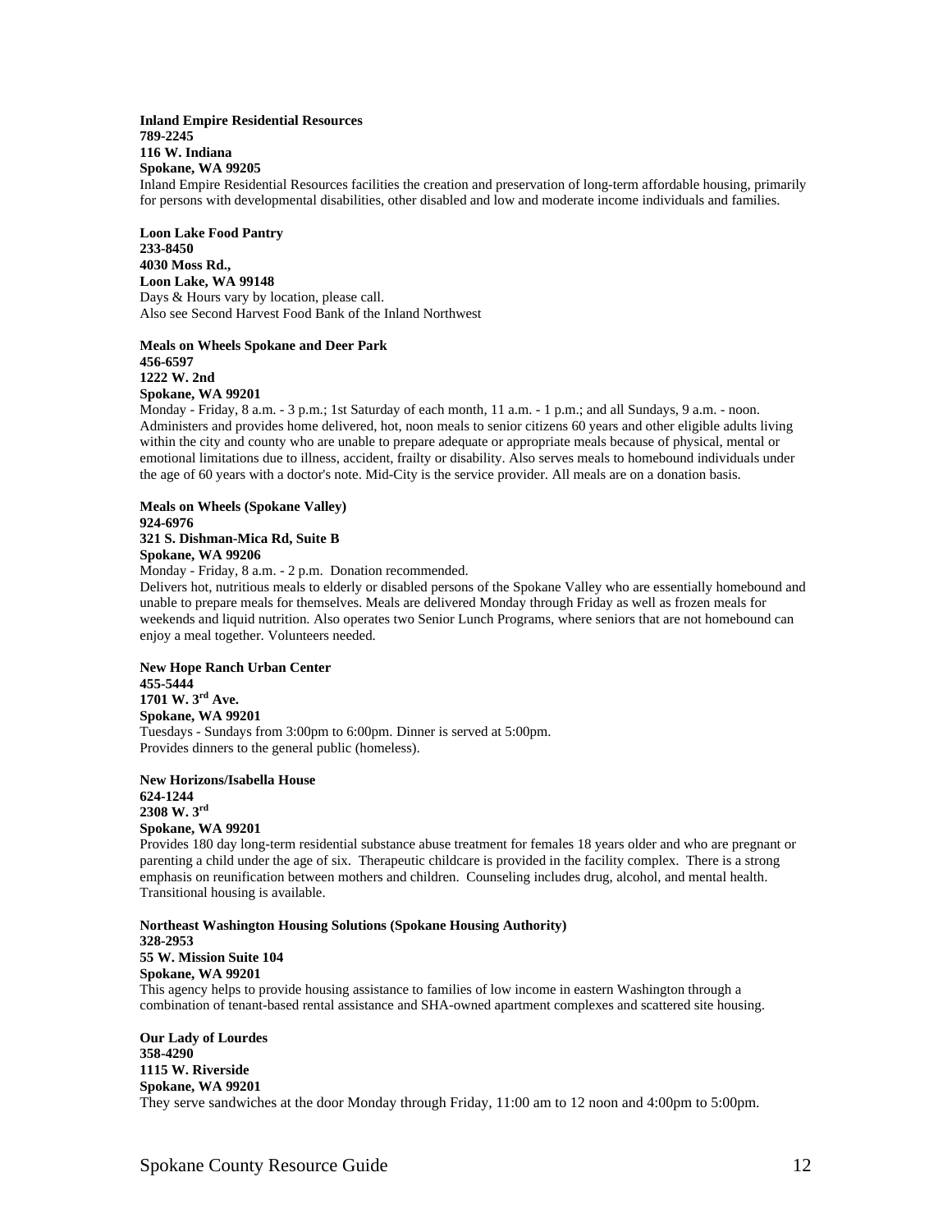**Inland Empire Residential Resources**
**789-2245**
**116 W. Indiana**
**Spokane, WA 99205**
Inland Empire Residential Resources facilities the creation and preservation of long-term affordable housing, primarily for persons with developmental disabilities, other disabled and low and moderate income individuals and families.

**Loon Lake Food Pantry**
**233-8450**
**4030 Moss Rd.,**
**Loon Lake, WA 99148**
Days & Hours vary by location, please call.
Also see Second Harvest Food Bank of the Inland Northwest

**Meals on Wheels Spokane and Deer Park**
**456-6597**
**1222 W. 2nd**
**Spokane, WA 99201**
Monday - Friday, 8 a.m. - 3 p.m.; 1st Saturday of each month, 11 a.m. - 1 p.m.; and all Sundays, 9 a.m. - noon. Administers and provides home delivered, hot, noon meals to senior citizens 60 years and other eligible adults living within the city and county who are unable to prepare adequate or appropriate meals because of physical, mental or emotional limitations due to illness, accident, frailty or disability. Also serves meals to homebound individuals under the age of 60 years with a doctor's note. Mid-City is the service provider. All meals are on a donation basis.

**Meals on Wheels (Spokane Valley)**
**924-6976**
**321 S. Dishman-Mica Rd, Suite B**
**Spokane, WA 99206**
Monday - Friday, 8 a.m. - 2 p.m. Donation recommended.
Delivers hot, nutritious meals to elderly or disabled persons of the Spokane Valley who are essentially homebound and unable to prepare meals for themselves. Meals are delivered Monday through Friday as well as frozen meals for weekends and liquid nutrition. Also operates two Senior Lunch Programs, where seniors that are not homebound can enjoy a meal together. Volunteers needed.

**New Hope Ranch Urban Center**
**455-5444**
**1701 W. 3rd Ave.**
**Spokane, WA 99201**
Tuesdays - Sundays from 3:00pm to 6:00pm. Dinner is served at 5:00pm.
Provides dinners to the general public (homeless).

**New Horizons/Isabella House**
**624-1244**
**2308 W. 3rd**
**Spokane, WA 99201**
Provides 180 day long-term residential substance abuse treatment for females 18 years older and who are pregnant or parenting a child under the age of six. Therapeutic childcare is provided in the facility complex. There is a strong emphasis on reunification between mothers and children. Counseling includes drug, alcohol, and mental health. Transitional housing is available.

**Northeast Washington Housing Solutions (Spokane Housing Authority)**
**328-2953**
**55 W. Mission Suite 104**
**Spokane, WA 99201**
This agency helps to provide housing assistance to families of low income in eastern Washington through a combination of tenant-based rental assistance and SHA-owned apartment complexes and scattered site housing.

**Our Lady of Lourdes**
**358-4290**
**1115 W. Riverside**
**Spokane, WA 99201**
They serve sandwiches at the door Monday through Friday, 11:00 am to 12 noon and 4:00pm to 5:00pm.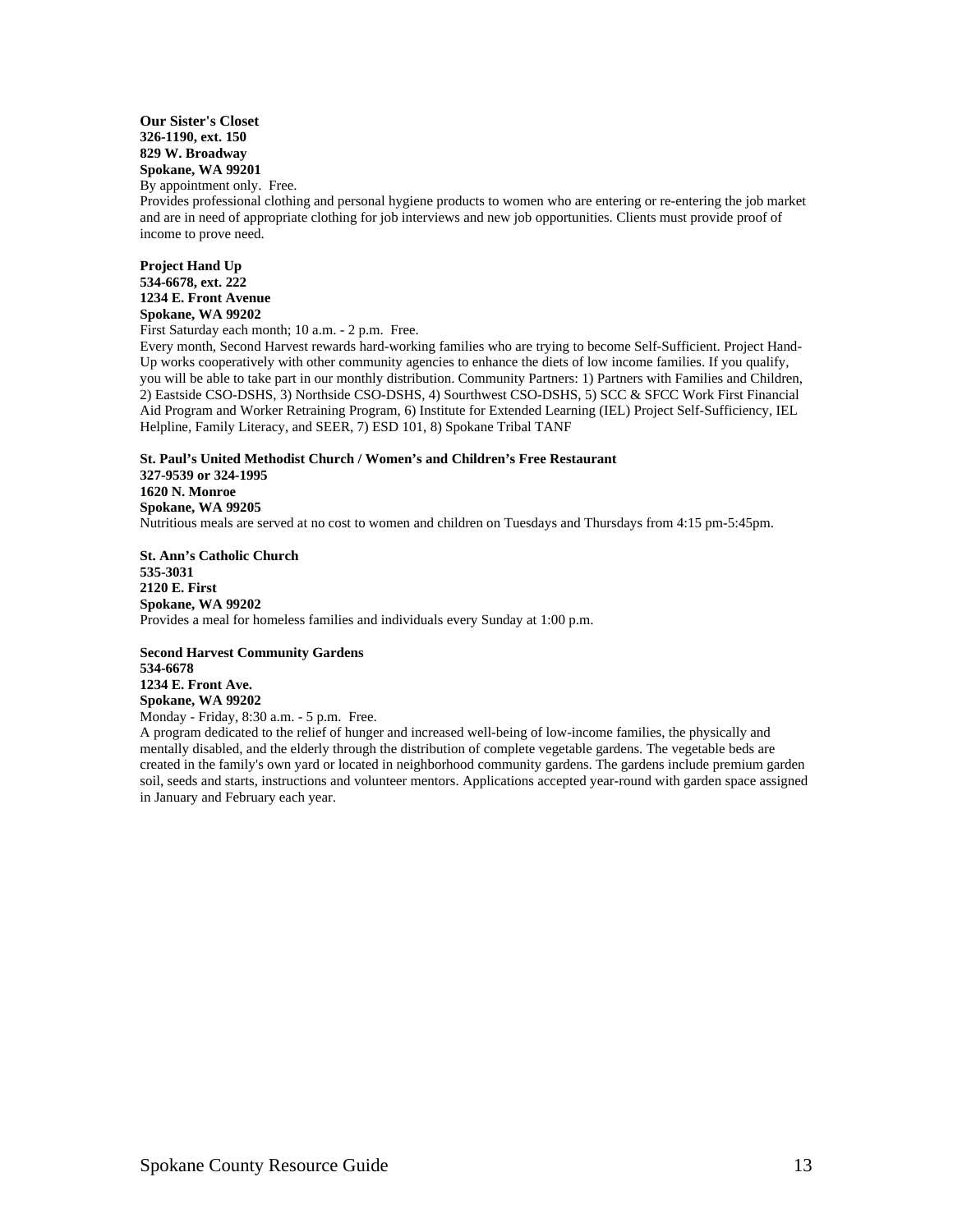**Our Sister's Closet**
**326-1190, ext. 150**
**829 W. Broadway**
**Spokane, WA 99201**
By appointment only. Free.
Provides professional clothing and personal hygiene products to women who are entering or re-entering the job market and are in need of appropriate clothing for job interviews and new job opportunities. Clients must provide proof of income to prove need.

**Project Hand Up**
**534-6678, ext. 222**
**1234 E. Front Avenue**
**Spokane, WA 99202**
First Saturday each month; 10 a.m. - 2 p.m. Free.
Every month, Second Harvest rewards hard-working families who are trying to become Self-Sufficient. Project Hand-Up works cooperatively with other community agencies to enhance the diets of low income families. If you qualify, you will be able to take part in our monthly distribution. Community Partners: 1) Partners with Families and Children, 2) Eastside CSO-DSHS, 3) Northside CSO-DSHS, 4) Sourthwest CSO-DSHS, 5) SCC & SFCC Work First Financial Aid Program and Worker Retraining Program, 6) Institute for Extended Learning (IEL) Project Self-Sufficiency, IEL Helpline, Family Literacy, and SEER, 7) ESD 101, 8) Spokane Tribal TANF

**St. Paul's United Methodist Church / Women's and Children's Free Restaurant**
**327-9539 or 324-1995**
**1620 N. Monroe**
**Spokane, WA 99205**
Nutritious meals are served at no cost to women and children on Tuesdays and Thursdays from 4:15 pm-5:45pm.

**St. Ann's Catholic Church**
**535-3031**
**2120 E. First**
**Spokane, WA 99202**
Provides a meal for homeless families and individuals every Sunday at 1:00 p.m.

**Second Harvest Community Gardens**
**534-6678**
**1234 E. Front Ave.**
**Spokane, WA 99202**
Monday - Friday, 8:30 a.m. - 5 p.m. Free.
A program dedicated to the relief of hunger and increased well-being of low-income families, the physically and mentally disabled, and the elderly through the distribution of complete vegetable gardens. The vegetable beds are created in the family's own yard or located in neighborhood community gardens. The gardens include premium garden soil, seeds and starts, instructions and volunteer mentors. Applications accepted year-round with garden space assigned in January and February each year.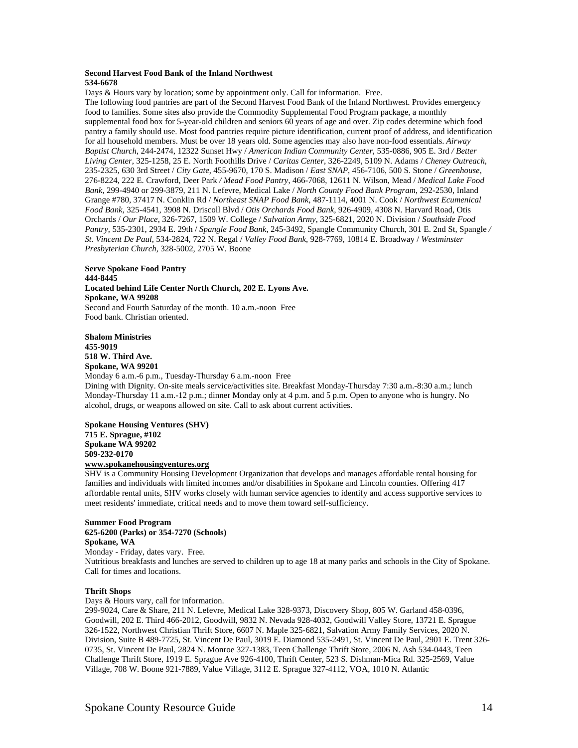**Second Harvest Food Bank of the Inland Northwest**
**534-6678**

Days & Hours vary by location; some by appointment only. Call for information. Free.

The following food pantries are part of the Second Harvest Food Bank of the Inland Northwest. Provides emergency food to families. Some sites also provide the Commodity Supplemental Food Program package, a monthly supplemental food box for 5-year-old children and seniors 60 years of age and over. Zip codes determine which food pantry a family should use. Most food pantries require picture identification, current proof of address, and identification for all household members. Must be over 18 years old. Some agencies may also have non-food essentials. *Airway Baptist Church*, 244-2474, 12322 Sunset Hwy / *American Indian Community Center*, 535-0886, 905 E. 3rd */ Better Living Center*, 325-1258, 25 E. North Foothills Drive / *Caritas Center*, 326-2249, 5109 N. Adams / *Cheney Outreach*, 235-2325, 630 3rd Street / *City Gate*, 455-9670, 170 S. Madison / *East SNAP*, 456-7106, 500 S. Stone / *Greenhouse*, 276-8224, 222 E. Crawford, Deer Park */ Mead Food Pantry*, 466-7068, 12611 N. Wilson, Mead / *Medical Lake Food Bank*, 299-4940 or 299-3879, 211 N. Lefevre, Medical Lake / *North County Food Bank Program*, 292-2530, Inland Grange #780, 37417 N. Conklin Rd / *Northeast SNAP Food Bank*, 487-1114, 4001 N. Cook / *Northwest Ecumenical Food Bank*, 325-4541, 3908 N. Driscoll Blvd / *Otis Orchards Food Bank*, 926-4909, 4308 N. Harvard Road, Otis Orchards / *Our Place*, 326-7267, 1509 W. College / *Salvation Army*, 325-6821, 2020 N. Division / *Southside Food Pantry*, 535-2301, 2934 E. 29th / *Spangle Food Bank*, 245-3492, Spangle Community Church, 301 E. 2nd St, Spangle */ St. Vincent De Paul*, 534-2824, 722 N. Regal / *Valley Food Bank*, 928-7769, 10814 E. Broadway / *Westminster Presbyterian Church*, 328-5002, 2705 W. Boone

**Serve Spokane Food Pantry**
**444-8445**
**Located behind Life Center North Church, 202 E. Lyons Ave.**
**Spokane, WA 99208**

Second and Fourth Saturday of the month. 10 a.m.-noon Free
Food bank. Christian oriented.

**Shalom Ministries**
**455-9019**
**518 W. Third Ave.**
**Spokane, WA 99201**

Monday 6 a.m.-6 p.m., Tuesday-Thursday 6 a.m.-noon Free
Dining with Dignity. On-site meals service/activities site. Breakfast Monday-Thursday 7:30 a.m.-8:30 a.m.; lunch Monday-Thursday 11 a.m.-12 p.m.; dinner Monday only at 4 p.m. and 5 p.m. Open to anyone who is hungry. No alcohol, drugs, or weapons allowed on site. Call to ask about current activities.

**Spokane Housing Ventures (SHV)**
**715 E. Sprague, #102**
**Spokane WA 99202**
**509-232-0170**
**www.spokanehousingventures.org**

SHV is a Community Housing Development Organization that develops and manages affordable rental housing for families and individuals with limited incomes and/or disabilities in Spokane and Lincoln counties. Offering 417 affordable rental units, SHV works closely with human service agencies to identify and access supportive services to meet residents' immediate, critical needs and to move them toward self-sufficiency.

**Summer Food Program**
**625-6200 (Parks) or 354-7270 (Schools)**
**Spokane, WA**

Monday - Friday, dates vary. Free.
Nutritious breakfasts and lunches are served to children up to age 18 at many parks and schools in the City of Spokane. Call for times and locations.

**Thrift Shops**

Days & Hours vary, call for information.
299-9024, Care & Share, 211 N. Lefevre, Medical Lake 328-9373, Discovery Shop, 805 W. Garland 458-0396, Goodwill, 202 E. Third 466-2012, Goodwill, 9832 N. Nevada 928-4032, Goodwill Valley Store, 13721 E. Sprague 326-1522, Northwest Christian Thrift Store, 6607 N. Maple 325-6821, Salvation Army Family Services, 2020 N. Division, Suite B 489-7725, St. Vincent De Paul, 3019 E. Diamond 535-2491, St. Vincent De Paul, 2901 E. Trent 326-0735, St. Vincent De Paul, 2824 N. Monroe 327-1383, Teen Challenge Thrift Store, 2006 N. Ash 534-0443, Teen Challenge Thrift Store, 1919 E. Sprague Ave 926-4100, Thrift Center, 523 S. Dishman-Mica Rd. 325-2569, Value Village, 708 W. Boone 921-7889, Value Village, 3112 E. Sprague 327-4112, VOA, 1010 N. Atlantic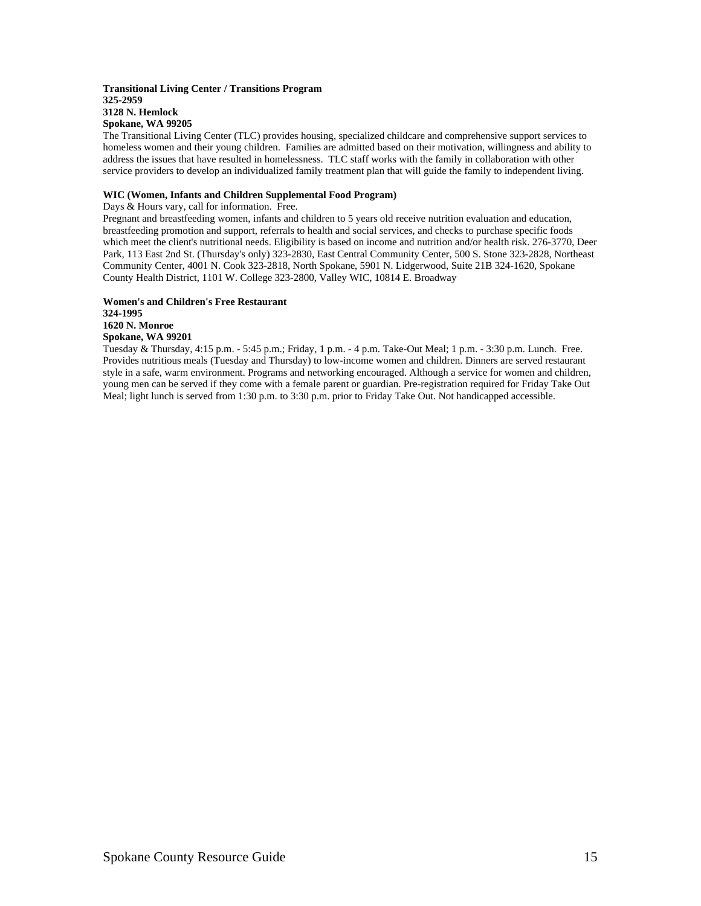**Transitional Living Center / Transitions Program**
**325-2959**
**3128 N. Hemlock**
**Spokane, WA 99205**

The Transitional Living Center (TLC) provides housing, specialized childcare and comprehensive support services to homeless women and their young children. Families are admitted based on their motivation, willingness and ability to address the issues that have resulted in homelessness. TLC staff works with the family in collaboration with other service providers to develop an individualized family treatment plan that will guide the family to independent living.

**WIC (Women, Infants and Children Supplemental Food Program)**

Days & Hours vary, call for information. Free.

Pregnant and breastfeeding women, infants and children to 5 years old receive nutrition evaluation and education, breastfeeding promotion and support, referrals to health and social services, and checks to purchase specific foods which meet the client's nutritional needs. Eligibility is based on income and nutrition and/or health risk. 276-3770, Deer Park, 113 East 2nd St. (Thursday's only) 323-2830, East Central Community Center, 500 S. Stone 323-2828, Northeast Community Center, 4001 N. Cook 323-2818, North Spokane, 5901 N. Lidgerwood, Suite 21B 324-1620, Spokane County Health District, 1101 W. College 323-2800, Valley WIC, 10814 E. Broadway

**Women's and Children's Free Restaurant**
**324-1995**
**1620 N. Monroe**
**Spokane, WA 99201**

Tuesday & Thursday, 4:15 p.m. - 5:45 p.m.; Friday, 1 p.m. - 4 p.m. Take-Out Meal; 1 p.m. - 3:30 p.m. Lunch. Free. Provides nutritious meals (Tuesday and Thursday) to low-income women and children. Dinners are served restaurant style in a safe, warm environment. Programs and networking encouraged. Although a service for women and children, young men can be served if they come with a female parent or guardian. Pre-registration required for Friday Take Out Meal; light lunch is served from 1:30 p.m. to 3:30 p.m. prior to Friday Take Out. Not handicapped accessible.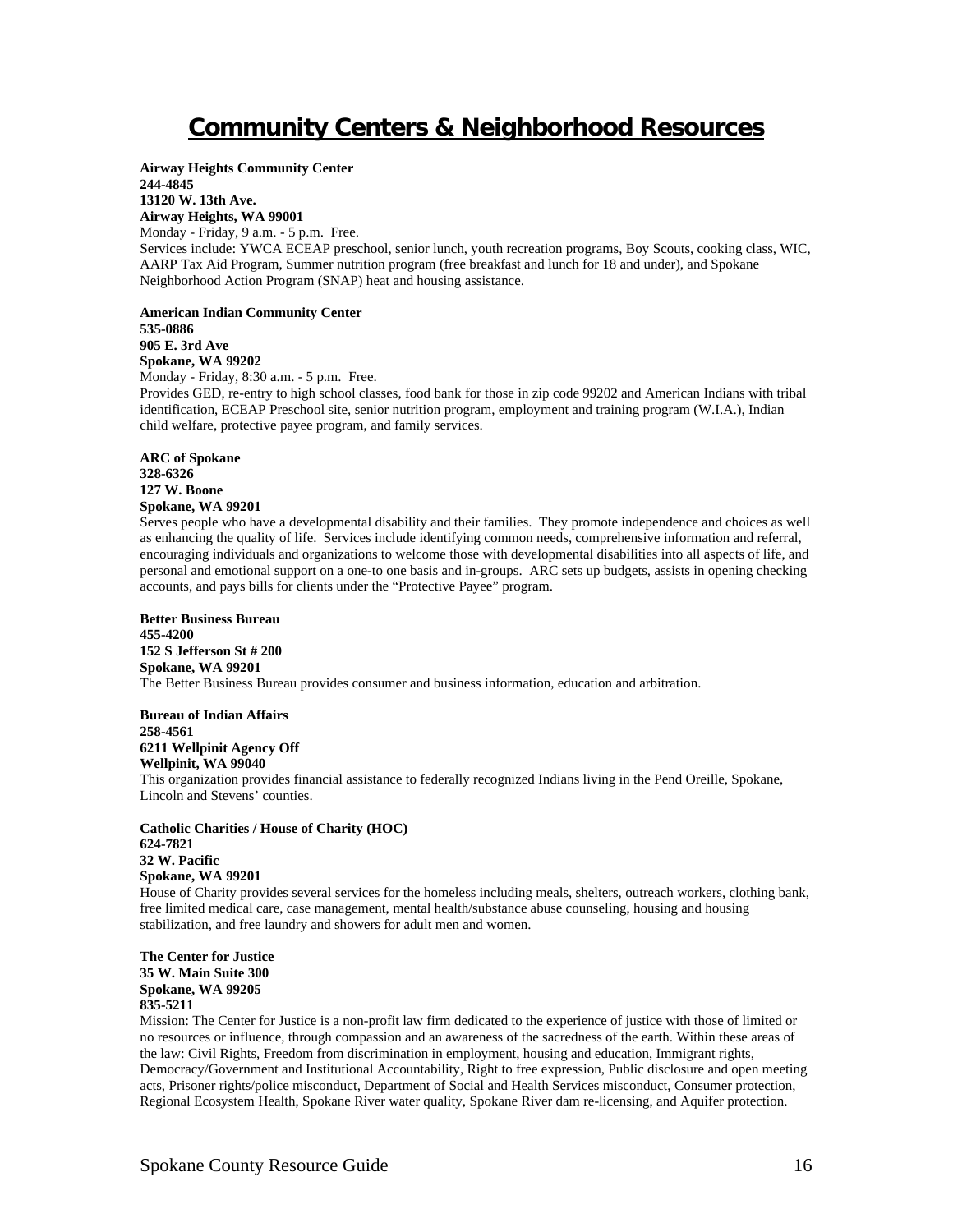# Community Centers & Neighborhood Resources

**Airway Heights Community Center**
**244-4845**
**13120 W. 13th Ave.**
**Airway Heights, WA 99001**
Monday - Friday, 9 a.m. - 5 p.m. Free.
Services include: YWCA ECEAP preschool, senior lunch, youth recreation programs, Boy Scouts, cooking class, WIC, AARP Tax Aid Program, Summer nutrition program (free breakfast and lunch for 18 and under), and Spokane Neighborhood Action Program (SNAP) heat and housing assistance.

**American Indian Community Center**
**535-0886**
**905 E. 3rd Ave**
**Spokane, WA 99202**
Monday - Friday, 8:30 a.m. - 5 p.m. Free.
Provides GED, re-entry to high school classes, food bank for those in zip code 99202 and American Indians with tribal identification, ECEAP Preschool site, senior nutrition program, employment and training program (W.I.A.), Indian child welfare, protective payee program, and family services.

**ARC of Spokane**
**328-6326**
**127 W. Boone**
**Spokane, WA 99201**
Serves people who have a developmental disability and their families. They promote independence and choices as well as enhancing the quality of life. Services include identifying common needs, comprehensive information and referral, encouraging individuals and organizations to welcome those with developmental disabilities into all aspects of life, and personal and emotional support on a one-to one basis and in-groups. ARC sets up budgets, assists in opening checking accounts, and pays bills for clients under the "Protective Payee" program.

**Better Business Bureau**
**455-4200**
**152 S Jefferson St # 200**
**Spokane, WA 99201**
The Better Business Bureau provides consumer and business information, education and arbitration.

**Bureau of Indian Affairs**
**258-4561**
**6211 Wellpinit Agency Off**
**Wellpinit, WA 99040**
This organization provides financial assistance to federally recognized Indians living in the Pend Oreille, Spokane, Lincoln and Stevens' counties.

**Catholic Charities / House of Charity (HOC)**
**624-7821**
**32 W. Pacific**
**Spokane, WA 99201**
House of Charity provides several services for the homeless including meals, shelters, outreach workers, clothing bank, free limited medical care, case management, mental health/substance abuse counseling, housing and housing stabilization, and free laundry and showers for adult men and women.

**The Center for Justice**
**35 W. Main Suite 300**
**Spokane, WA 99205**
**835-5211**
Mission: The Center for Justice is a non-profit law firm dedicated to the experience of justice with those of limited or no resources or influence, through compassion and an awareness of the sacredness of the earth. Within these areas of the law: Civil Rights, Freedom from discrimination in employment, housing and education, Immigrant rights, Democracy/Government and Institutional Accountability, Right to free expression, Public disclosure and open meeting acts, Prisoner rights/police misconduct, Department of Social and Health Services misconduct, Consumer protection, Regional Ecosystem Health, Spokane River water quality, Spokane River dam re-licensing, and Aquifer protection.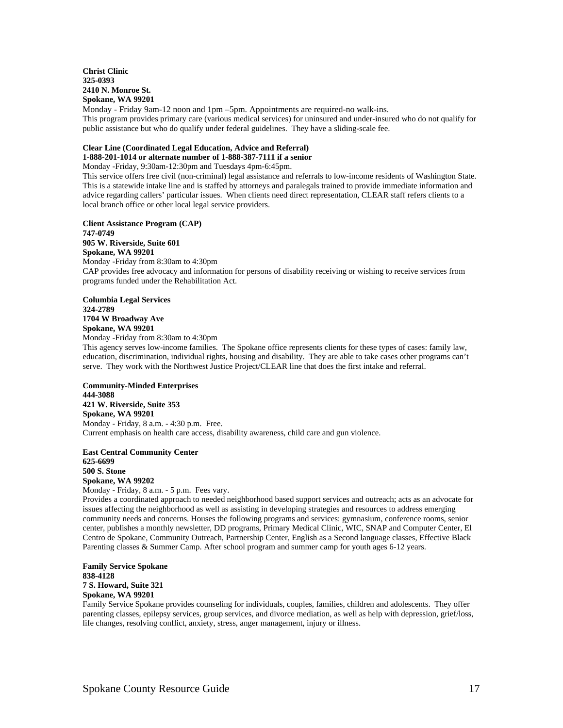**Christ Clinic**
**325-0393**
**2410 N. Monroe St.**
**Spokane, WA 99201**

Monday - Friday 9am-12 noon and 1pm –5pm. Appointments are required-no walk-ins.
This program provides primary care (various medical services) for uninsured and under-insured who do not qualify for public assistance but who do qualify under federal guidelines. They have a sliding-scale fee.

**Clear Line (Coordinated Legal Education, Advice and Referral)**
**1-888-201-1014 or alternate number of 1-888-387-7111 if a senior**

Monday -Friday, 9:30am-12:30pm and Tuesdays 4pm-6:45pm.
This service offers free civil (non-criminal) legal assistance and referrals to low-income residents of Washington State. This is a statewide intake line and is staffed by attorneys and paralegals trained to provide immediate information and advice regarding callers' particular issues. When clients need direct representation, CLEAR staff refers clients to a local branch office or other local legal service providers.

**Client Assistance Program (CAP)**
**747-0749**
**905 W. Riverside, Suite 601**
**Spokane, WA 99201**

Monday -Friday from 8:30am to 4:30pm
CAP provides free advocacy and information for persons of disability receiving or wishing to receive services from programs funded under the Rehabilitation Act.

**Columbia Legal Services**
**324-2789**
**1704 W Broadway Ave**
**Spokane, WA 99201**

Monday -Friday from 8:30am to 4:30pm
This agency serves low-income families. The Spokane office represents clients for these types of cases: family law, education, discrimination, individual rights, housing and disability. They are able to take cases other programs can't serve. They work with the Northwest Justice Project/CLEAR line that does the first intake and referral.

**Community-Minded Enterprises**
**444-3088**
**421 W. Riverside, Suite 353**
**Spokane, WA 99201**

Monday - Friday, 8 a.m. - 4:30 p.m. Free.
Current emphasis on health care access, disability awareness, child care and gun violence.

**East Central Community Center**
**625-6699**
**500 S. Stone**
**Spokane, WA 99202**

Monday - Friday, 8 a.m. - 5 p.m. Fees vary.
Provides a coordinated approach to needed neighborhood based support services and outreach; acts as an advocate for issues affecting the neighborhood as well as assisting in developing strategies and resources to address emerging community needs and concerns. Houses the following programs and services: gymnasium, conference rooms, senior center, publishes a monthly newsletter, DD programs, Primary Medical Clinic, WIC, SNAP and Computer Center, El Centro de Spokane, Community Outreach, Partnership Center, English as a Second language classes, Effective Black Parenting classes & Summer Camp. After school program and summer camp for youth ages 6-12 years.

**Family Service Spokane**
**838-4128**
**7 S. Howard, Suite 321**
**Spokane, WA 99201**

Family Service Spokane provides counseling for individuals, couples, families, children and adolescents. They offer parenting classes, epilepsy services, group services, and divorce mediation, as well as help with depression, grief/loss, life changes, resolving conflict, anxiety, stress, anger management, injury or illness.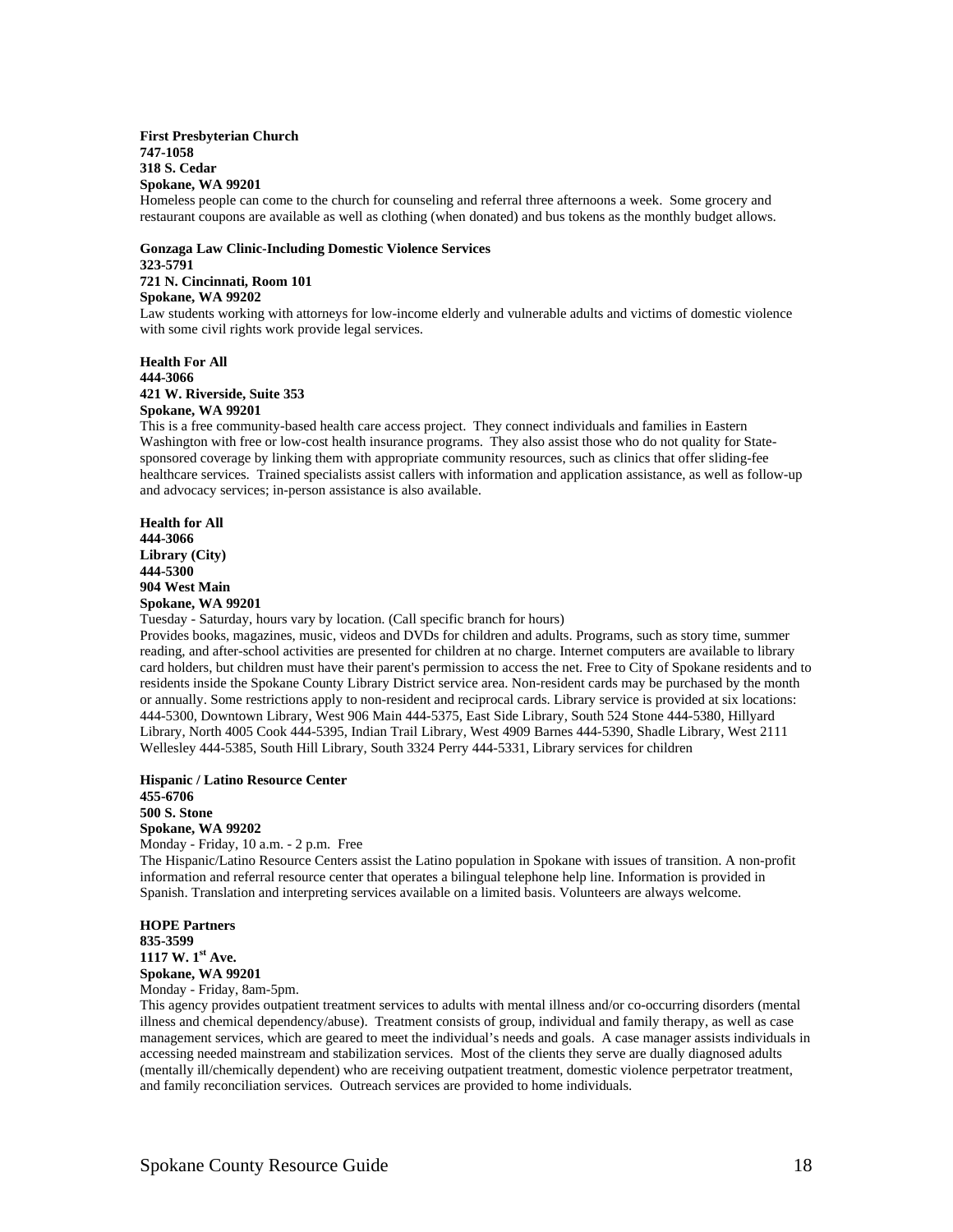**First Presbyterian Church**
**747-1058**
**318 S. Cedar**
**Spokane, WA 99201**
Homeless people can come to the church for counseling and referral three afternoons a week. Some grocery and restaurant coupons are available as well as clothing (when donated) and bus tokens as the monthly budget allows.

**Gonzaga Law Clinic-Including Domestic Violence Services**
**323-5791**
**721 N. Cincinnati, Room 101**
**Spokane, WA 99202**
Law students working with attorneys for low-income elderly and vulnerable adults and victims of domestic violence with some civil rights work provide legal services.

**Health For All**
**444-3066**
**421 W. Riverside, Suite 353**
**Spokane, WA 99201**
This is a free community-based health care access project. They connect individuals and families in Eastern Washington with free or low-cost health insurance programs. They also assist those who do not quality for State-sponsored coverage by linking them with appropriate community resources, such as clinics that offer sliding-fee healthcare services. Trained specialists assist callers with information and application assistance, as well as follow-up and advocacy services; in-person assistance is also available.

**Health for All**
**444-3066**
**Library (City)**
**444-5300**
**904 West Main**
**Spokane, WA 99201**
Tuesday - Saturday, hours vary by location. (Call specific branch for hours)
Provides books, magazines, music, videos and DVDs for children and adults. Programs, such as story time, summer reading, and after-school activities are presented for children at no charge. Internet computers are available to library card holders, but children must have their parent's permission to access the net. Free to City of Spokane residents and to residents inside the Spokane County Library District service area. Non-resident cards may be purchased by the month or annually. Some restrictions apply to non-resident and reciprocal cards. Library service is provided at six locations: 444-5300, Downtown Library, West 906 Main 444-5375, East Side Library, South 524 Stone 444-5380, Hillyard Library, North 4005 Cook 444-5395, Indian Trail Library, West 4909 Barnes 444-5390, Shadle Library, West 2111 Wellesley 444-5385, South Hill Library, South 3324 Perry 444-5331, Library services for children

**Hispanic / Latino Resource Center**
**455-6706**
**500 S. Stone**
**Spokane, WA 99202**
Monday - Friday, 10 a.m. - 2 p.m. Free
The Hispanic/Latino Resource Centers assist the Latino population in Spokane with issues of transition. A non-profit information and referral resource center that operates a bilingual telephone help line. Information is provided in Spanish. Translation and interpreting services available on a limited basis. Volunteers are always welcome.

**HOPE Partners**
**835-3599**
**1117 W. 1st Ave.**
**Spokane, WA 99201**
Monday - Friday, 8am-5pm.
This agency provides outpatient treatment services to adults with mental illness and/or co-occurring disorders (mental illness and chemical dependency/abuse). Treatment consists of group, individual and family therapy, as well as case management services, which are geared to meet the individual's needs and goals. A case manager assists individuals in accessing needed mainstream and stabilization services. Most of the clients they serve are dually diagnosed adults (mentally ill/chemically dependent) who are receiving outpatient treatment, domestic violence perpetrator treatment, and family reconciliation services. Outreach services are provided to home individuals.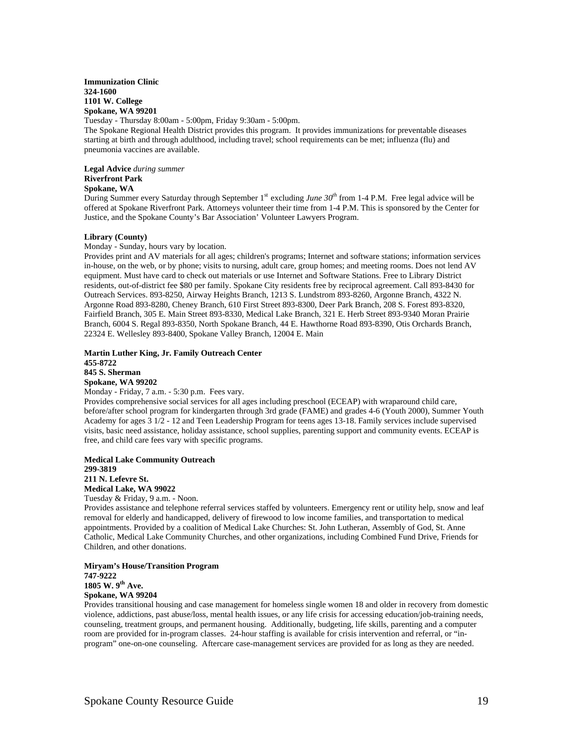**Immunization Clinic**
**324-1600**
**1101 W. College**
**Spokane, WA 99201**

Tuesday - Thursday 8:00am - 5:00pm, Friday 9:30am - 5:00pm.
The Spokane Regional Health District provides this program. It provides immunizations for preventable diseases starting at birth and through adulthood, including travel; school requirements can be met; influenza (flu) and pneumonia vaccines are available.

**Legal Advice** *during summer*
**Riverfront Park**
**Spokane, WA**

During Summer every Saturday through September 1st excluding *June 30th* from 1-4 P.M. Free legal advice will be offered at Spokane Riverfront Park. Attorneys volunteer their time from 1-4 P.M. This is sponsored by the Center for Justice, and the Spokane County's Bar Association' Volunteer Lawyers Program.

**Library (County)**

Monday - Sunday, hours vary by location.
Provides print and AV materials for all ages; children's programs; Internet and software stations; information services in-house, on the web, or by phone; visits to nursing, adult care, group homes; and meeting rooms. Does not lend AV equipment. Must have card to check out materials or use Internet and Software Stations. Free to Library District residents, out-of-district fee $80 per family. Spokane City residents free by reciprocal agreement. Call 893-8430 for Outreach Services. 893-8250, Airway Heights Branch, 1213 S. Lundstrom 893-8260, Argonne Branch, 4322 N. Argonne Road 893-8280, Cheney Branch, 610 First Street 893-8300, Deer Park Branch, 208 S. Forest 893-8320, Fairfield Branch, 305 E. Main Street 893-8330, Medical Lake Branch, 321 E. Herb Street 893-9340 Moran Prairie Branch, 6004 S. Regal 893-8350, North Spokane Branch, 44 E. Hawthorne Road 893-8390, Otis Orchards Branch, 22324 E. Wellesley 893-8400, Spokane Valley Branch, 12004 E. Main

**Martin Luther King, Jr. Family Outreach Center**
**455-8722**
**845 S. Sherman**
**Spokane, WA 99202**

Monday - Friday, 7 a.m. - 5:30 p.m. Fees vary.
Provides comprehensive social services for all ages including preschool (ECEAP) with wraparound child care, before/after school program for kindergarten through 3rd grade (FAME) and grades 4-6 (Youth 2000), Summer Youth Academy for ages 3 1/2 - 12 and Teen Leadership Program for teens ages 13-18. Family services include supervised visits, basic need assistance, holiday assistance, school supplies, parenting support and community events. ECEAP is free, and child care fees vary with specific programs.

**Medical Lake Community Outreach**
**299-3819**
**211 N. Lefevre St.**
**Medical Lake, WA 99022**

Tuesday & Friday, 9 a.m. - Noon.
Provides assistance and telephone referral services staffed by volunteers. Emergency rent or utility help, snow and leaf removal for elderly and handicapped, delivery of firewood to low income families, and transportation to medical appointments. Provided by a coalition of Medical Lake Churches: St. John Lutheran, Assembly of God, St. Anne Catholic, Medical Lake Community Churches, and other organizations, including Combined Fund Drive, Friends for Children, and other donations.

**Miryam's House/Transition Program**
**747-9222**
**1805 W. 9th Ave.**
**Spokane, WA 99204**

Provides transitional housing and case management for homeless single women 18 and older in recovery from domestic violence, addictions, past abuse/loss, mental health issues, or any life crisis for accessing education/job-training needs, counseling, treatment groups, and permanent housing. Additionally, budgeting, life skills, parenting and a computer room are provided for in-program classes. 24-hour staffing is available for crisis intervention and referral, or "in-program" one-on-one counseling. Aftercare case-management services are provided for as long as they are needed.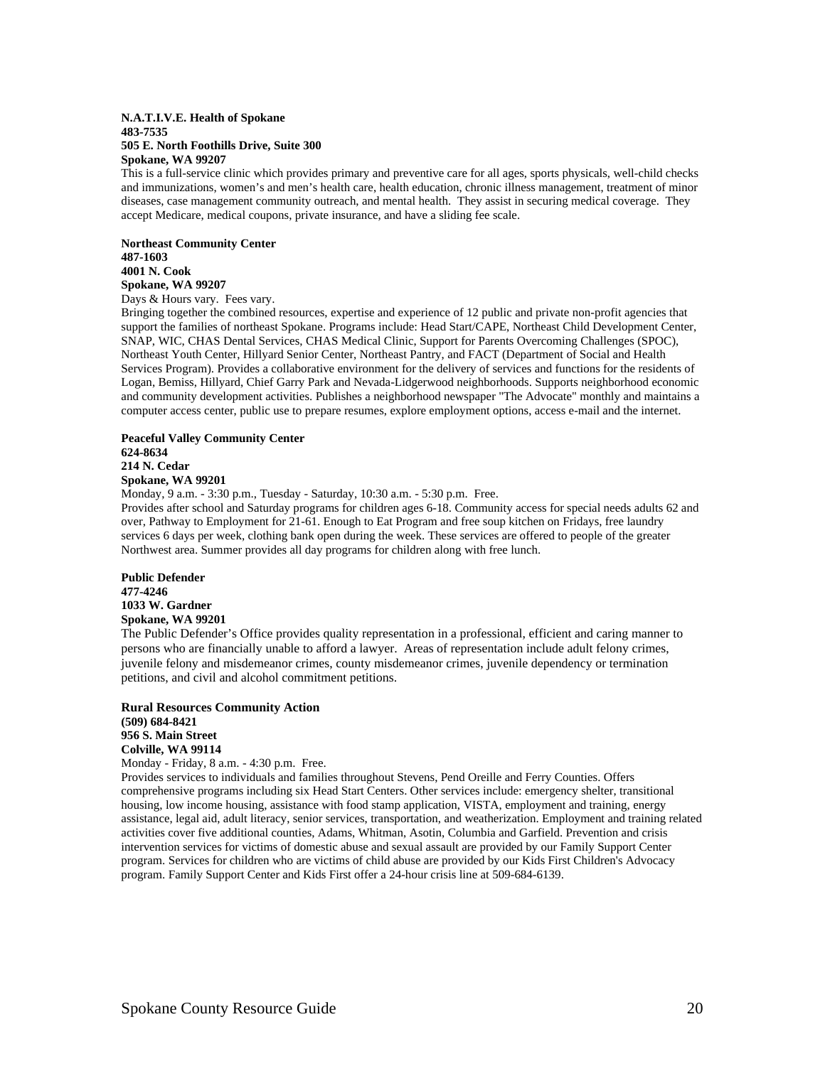**N.A.T.I.V.E. Health of Spokane**
**483-7535**
**505 E. North Foothills Drive, Suite 300**
**Spokane, WA 99207**

This is a full-service clinic which provides primary and preventive care for all ages, sports physicals, well-child checks and immunizations, women's and men's health care, health education, chronic illness management, treatment of minor diseases, case management community outreach, and mental health. They assist in securing medical coverage. They accept Medicare, medical coupons, private insurance, and have a sliding fee scale.

**Northeast Community Center**
**487-1603**
**4001 N. Cook**
**Spokane, WA 99207**

Days & Hours vary. Fees vary.

Bringing together the combined resources, expertise and experience of 12 public and private non-profit agencies that support the families of northeast Spokane. Programs include: Head Start/CAPE, Northeast Child Development Center, SNAP, WIC, CHAS Dental Services, CHAS Medical Clinic, Support for Parents Overcoming Challenges (SPOC), Northeast Youth Center, Hillyard Senior Center, Northeast Pantry, and FACT (Department of Social and Health Services Program). Provides a collaborative environment for the delivery of services and functions for the residents of Logan, Bemiss, Hillyard, Chief Garry Park and Nevada-Lidgerwood neighborhoods. Supports neighborhood economic and community development activities. Publishes a neighborhood newspaper "The Advocate" monthly and maintains a computer access center, public use to prepare resumes, explore employment options, access e-mail and the internet.

**Peaceful Valley Community Center**
**624-8634**
**214 N. Cedar**
**Spokane, WA 99201**

Monday, 9 a.m. - 3:30 p.m., Tuesday - Saturday, 10:30 a.m. - 5:30 p.m. Free.

Provides after school and Saturday programs for children ages 6-18. Community access for special needs adults 62 and over, Pathway to Employment for 21-61. Enough to Eat Program and free soup kitchen on Fridays, free laundry services 6 days per week, clothing bank open during the week. These services are offered to people of the greater Northwest area. Summer provides all day programs for children along with free lunch.

**Public Defender**
**477-4246**
**1033 W. Gardner**
**Spokane, WA 99201**

The Public Defender's Office provides quality representation in a professional, efficient and caring manner to persons who are financially unable to afford a lawyer. Areas of representation include adult felony crimes, juvenile felony and misdemeanor crimes, county misdemeanor crimes, juvenile dependency or termination petitions, and civil and alcohol commitment petitions.

**Rural Resources Community Action**
**(509) 684-8421**
**956 S. Main Street**
**Colville, WA 99114**

Monday - Friday, 8 a.m. - 4:30 p.m. Free.

Provides services to individuals and families throughout Stevens, Pend Oreille and Ferry Counties. Offers comprehensive programs including six Head Start Centers. Other services include: emergency shelter, transitional housing, low income housing, assistance with food stamp application, VISTA, employment and training, energy assistance, legal aid, adult literacy, senior services, transportation, and weatherization. Employment and training related activities cover five additional counties, Adams, Whitman, Asotin, Columbia and Garfield. Prevention and crisis intervention services for victims of domestic abuse and sexual assault are provided by our Family Support Center program. Services for children who are victims of child abuse are provided by our Kids First Children's Advocacy program. Family Support Center and Kids First offer a 24-hour crisis line at 509-684-6139.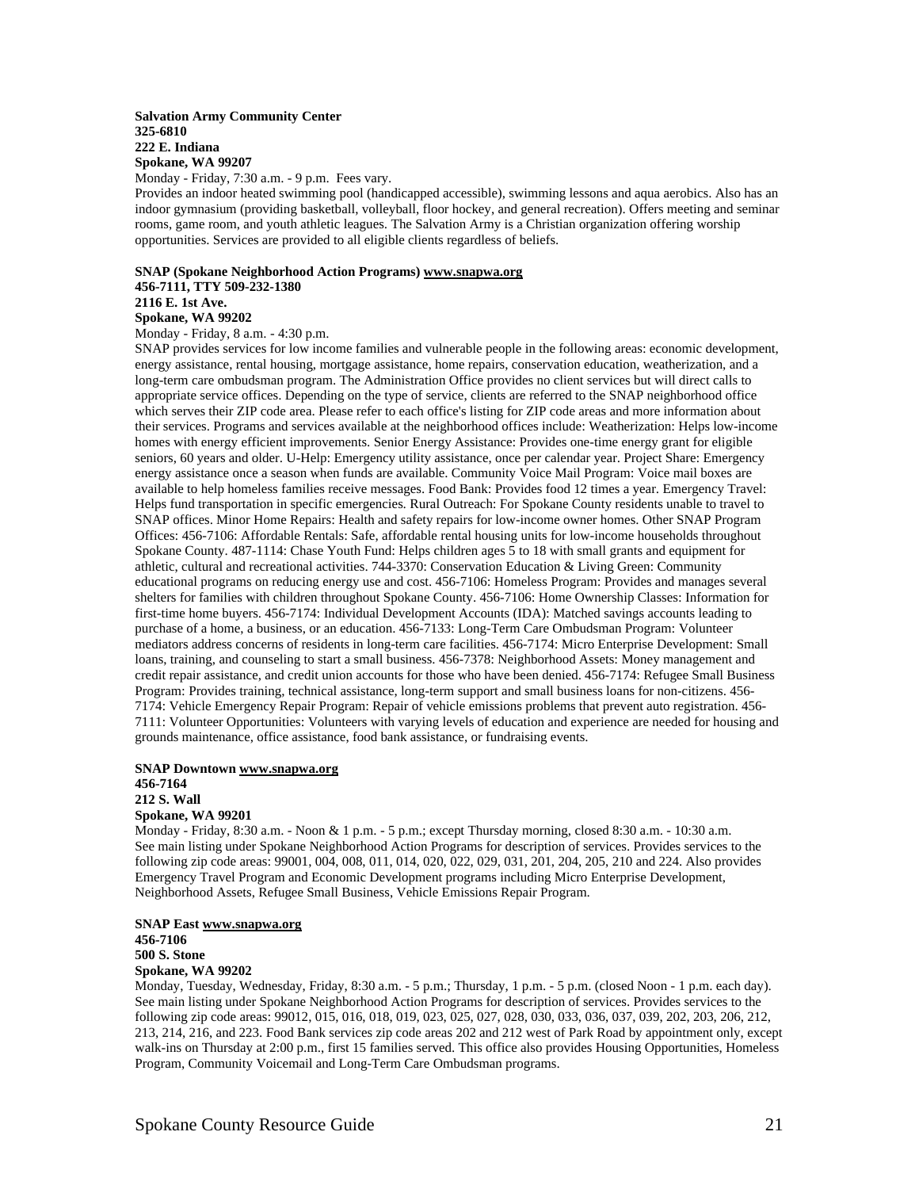**Salvation Army Community Center**
**325-6810**
**222 E. Indiana**
**Spokane, WA 99207**
Monday - Friday, 7:30 a.m. - 9 p.m. Fees vary.
Provides an indoor heated swimming pool (handicapped accessible), swimming lessons and aqua aerobics. Also has an indoor gymnasium (providing basketball, volleyball, floor hockey, and general recreation). Offers meeting and seminar rooms, game room, and youth athletic leagues. The Salvation Army is a Christian organization offering worship opportunities. Services are provided to all eligible clients regardless of beliefs.

**SNAP (Spokane Neighborhood Action Programs) www.snapwa.org**
**456-7111, TTY 509-232-1380**
**2116 E. 1st Ave.**
**Spokane, WA 99202**
Monday - Friday, 8 a.m. - 4:30 p.m.
SNAP provides services for low income families and vulnerable people in the following areas: economic development, energy assistance, rental housing, mortgage assistance, home repairs, conservation education, weatherization, and a long-term care ombudsman program. The Administration Office provides no client services but will direct calls to appropriate service offices. Depending on the type of service, clients are referred to the SNAP neighborhood office which serves their ZIP code area. Please refer to each office's listing for ZIP code areas and more information about their services. Programs and services available at the neighborhood offices include: Weatherization: Helps low-income homes with energy efficient improvements. Senior Energy Assistance: Provides one-time energy grant for eligible seniors, 60 years and older. U-Help: Emergency utility assistance, once per calendar year. Project Share: Emergency energy assistance once a season when funds are available. Community Voice Mail Program: Voice mail boxes are available to help homeless families receive messages. Food Bank: Provides food 12 times a year. Emergency Travel: Helps fund transportation in specific emergencies. Rural Outreach: For Spokane County residents unable to travel to SNAP offices. Minor Home Repairs: Health and safety repairs for low-income owner homes. Other SNAP Program Offices: 456-7106: Affordable Rentals: Safe, affordable rental housing units for low-income households throughout Spokane County. 487-1114: Chase Youth Fund: Helps children ages 5 to 18 with small grants and equipment for athletic, cultural and recreational activities. 744-3370: Conservation Education & Living Green: Community educational programs on reducing energy use and cost. 456-7106: Homeless Program: Provides and manages several shelters for families with children throughout Spokane County. 456-7106: Home Ownership Classes: Information for first-time home buyers. 456-7174: Individual Development Accounts (IDA): Matched savings accounts leading to purchase of a home, a business, or an education. 456-7133: Long-Term Care Ombudsman Program: Volunteer mediators address concerns of residents in long-term care facilities. 456-7174: Micro Enterprise Development: Small loans, training, and counseling to start a small business. 456-7378: Neighborhood Assets: Money management and credit repair assistance, and credit union accounts for those who have been denied. 456-7174: Refugee Small Business Program: Provides training, technical assistance, long-term support and small business loans for non-citizens. 456-7174: Vehicle Emergency Repair Program: Repair of vehicle emissions problems that prevent auto registration. 456-7111: Volunteer Opportunities: Volunteers with varying levels of education and experience are needed for housing and grounds maintenance, office assistance, food bank assistance, or fundraising events.

**SNAP Downtown www.snapwa.org**
**456-7164**
**212 S. Wall**
**Spokane, WA 99201**
Monday - Friday, 8:30 a.m. - Noon & 1 p.m. - 5 p.m.; except Thursday morning, closed 8:30 a.m. - 10:30 a.m. See main listing under Spokane Neighborhood Action Programs for description of services. Provides services to the following zip code areas: 99001, 004, 008, 011, 014, 020, 022, 029, 031, 201, 204, 205, 210 and 224. Also provides Emergency Travel Program and Economic Development programs including Micro Enterprise Development, Neighborhood Assets, Refugee Small Business, Vehicle Emissions Repair Program.

**SNAP East www.snapwa.org**
**456-7106**
**500 S. Stone**
**Spokane, WA 99202**
Monday, Tuesday, Wednesday, Friday, 8:30 a.m. - 5 p.m.; Thursday, 1 p.m. - 5 p.m. (closed Noon - 1 p.m. each day). See main listing under Spokane Neighborhood Action Programs for description of services. Provides services to the following zip code areas: 99012, 015, 016, 018, 019, 023, 025, 027, 028, 030, 033, 036, 037, 039, 202, 203, 206, 212, 213, 214, 216, and 223. Food Bank services zip code areas 202 and 212 west of Park Road by appointment only, except walk-ins on Thursday at 2:00 p.m., first 15 families served. This office also provides Housing Opportunities, Homeless Program, Community Voicemail and Long-Term Care Ombudsman programs.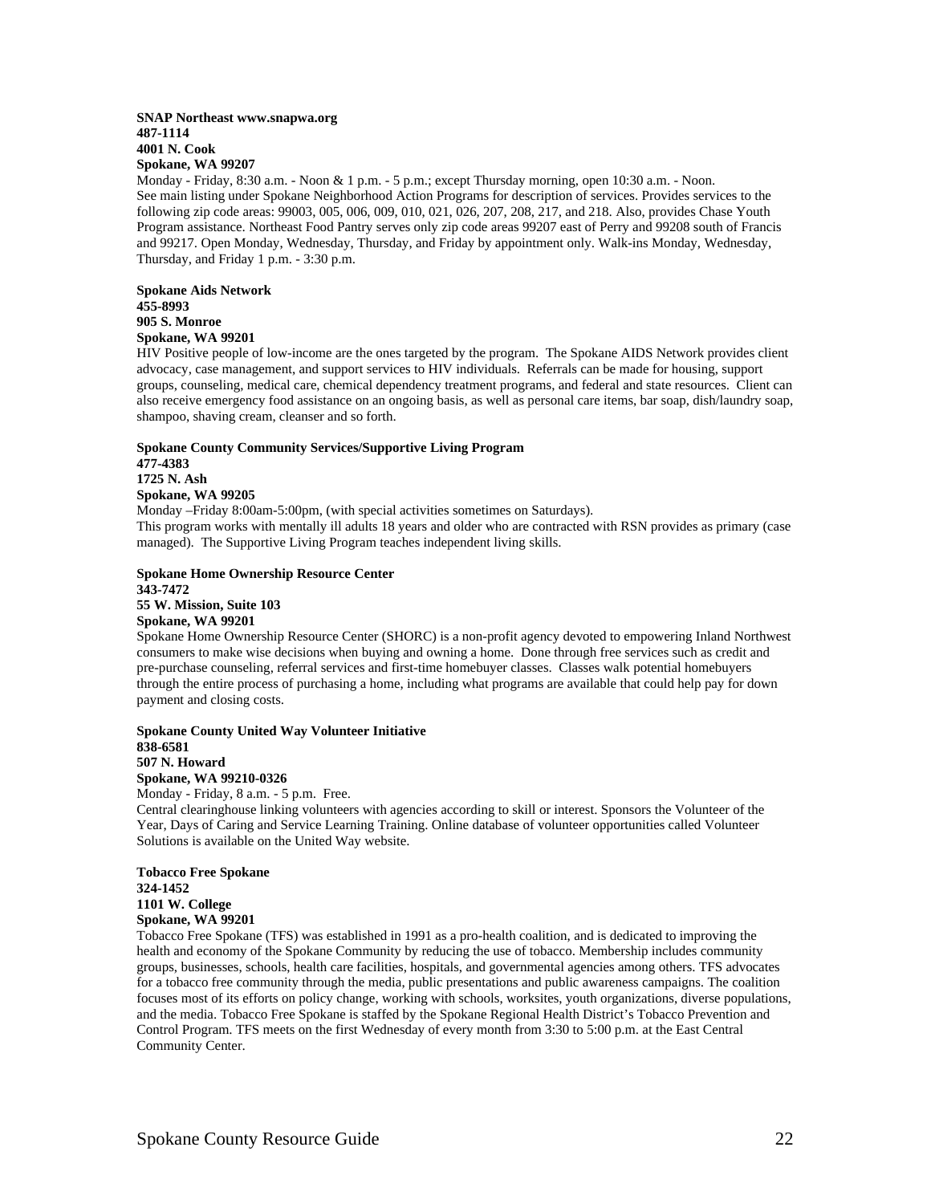**SNAP Northeast www.snapwa.org**
**487-1114**
**4001 N. Cook**
**Spokane, WA 99207**

Monday - Friday, 8:30 a.m. - Noon & 1 p.m. - 5 p.m.; except Thursday morning, open 10:30 a.m. - Noon. See main listing under Spokane Neighborhood Action Programs for description of services. Provides services to the following zip code areas: 99003, 005, 006, 009, 010, 021, 026, 207, 208, 217, and 218. Also, provides Chase Youth Program assistance. Northeast Food Pantry serves only zip code areas 99207 east of Perry and 99208 south of Francis and 99217. Open Monday, Wednesday, Thursday, and Friday by appointment only. Walk-ins Monday, Wednesday, Thursday, and Friday 1 p.m. - 3:30 p.m.

**Spokane Aids Network**
**455-8993**
**905 S. Monroe**
**Spokane, WA 99201**

HIV Positive people of low-income are the ones targeted by the program. The Spokane AIDS Network provides client advocacy, case management, and support services to HIV individuals. Referrals can be made for housing, support groups, counseling, medical care, chemical dependency treatment programs, and federal and state resources. Client can also receive emergency food assistance on an ongoing basis, as well as personal care items, bar soap, dish/laundry soap, shampoo, shaving cream, cleanser and so forth.

**Spokane County Community Services/Supportive Living Program**
**477-4383**
**1725 N. Ash**
**Spokane, WA 99205**

Monday –Friday 8:00am-5:00pm, (with special activities sometimes on Saturdays).
This program works with mentally ill adults 18 years and older who are contracted with RSN provides as primary (case managed). The Supportive Living Program teaches independent living skills.

**Spokane Home Ownership Resource Center**
**343-7472**
**55 W. Mission, Suite 103**
**Spokane, WA 99201**

Spokane Home Ownership Resource Center (SHORC) is a non-profit agency devoted to empowering Inland Northwest consumers to make wise decisions when buying and owning a home. Done through free services such as credit and pre-purchase counseling, referral services and first-time homebuyer classes. Classes walk potential homebuyers through the entire process of purchasing a home, including what programs are available that could help pay for down payment and closing costs.

**Spokane County United Way Volunteer Initiative**
**838-6581**
**507 N. Howard**
**Spokane, WA 99210-0326**

Monday - Friday, 8 a.m. - 5 p.m. Free.
Central clearinghouse linking volunteers with agencies according to skill or interest. Sponsors the Volunteer of the Year, Days of Caring and Service Learning Training. Online database of volunteer opportunities called Volunteer Solutions is available on the United Way website.

**Tobacco Free Spokane**
**324-1452**
**1101 W. College**
**Spokane, WA 99201**

Tobacco Free Spokane (TFS) was established in 1991 as a pro-health coalition, and is dedicated to improving the health and economy of the Spokane Community by reducing the use of tobacco. Membership includes community groups, businesses, schools, health care facilities, hospitals, and governmental agencies among others. TFS advocates for a tobacco free community through the media, public presentations and public awareness campaigns. The coalition focuses most of its efforts on policy change, working with schools, worksites, youth organizations, diverse populations, and the media. Tobacco Free Spokane is staffed by the Spokane Regional Health District's Tobacco Prevention and Control Program. TFS meets on the first Wednesday of every month from 3:30 to 5:00 p.m. at the East Central Community Center.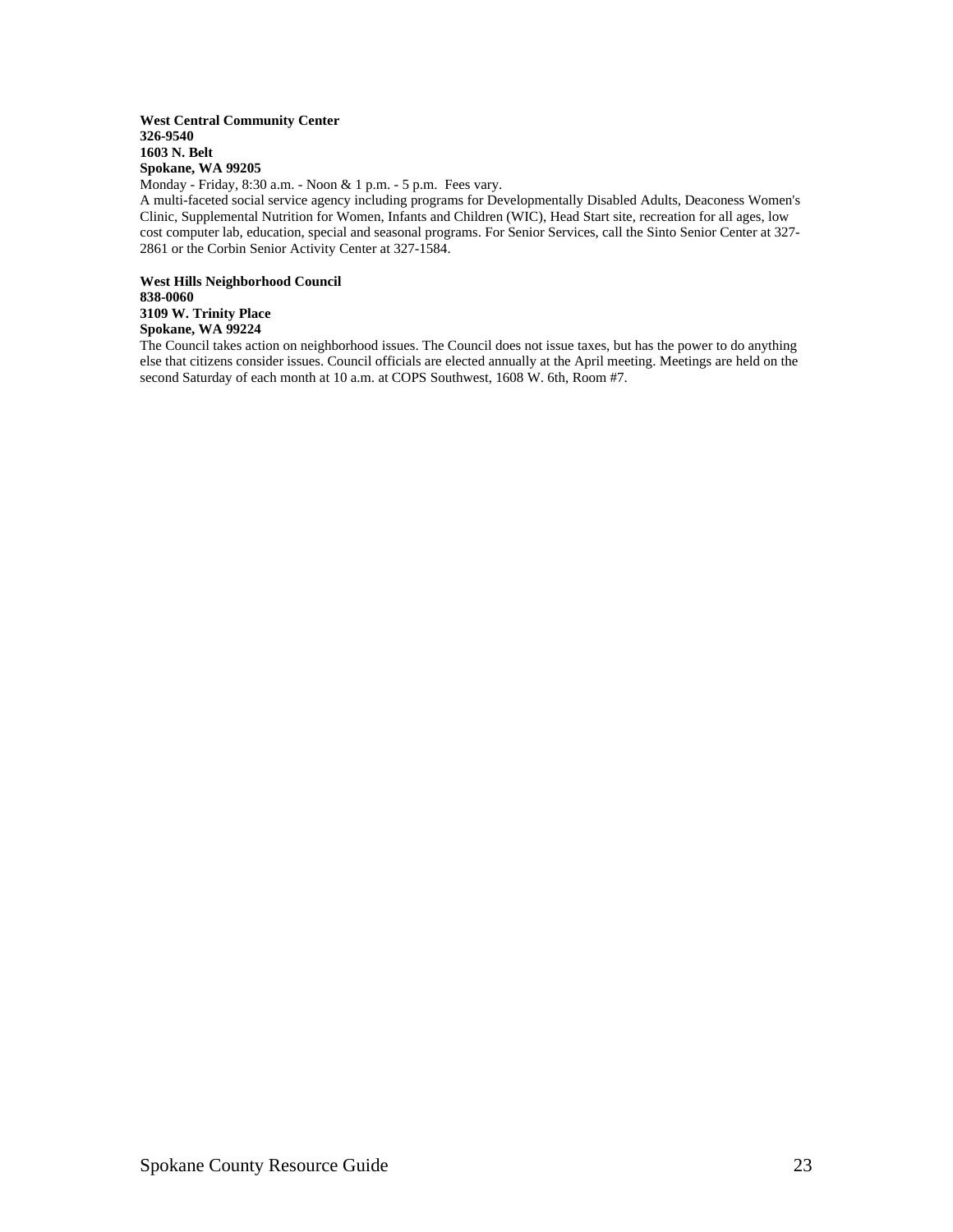**West Central Community Center**
**326-9540**
**1603 N. Belt**
**Spokane, WA 99205**
Monday - Friday, 8:30 a.m. - Noon & 1 p.m. - 5 p.m. Fees vary.
A multi-faceted social service agency including programs for Developmentally Disabled Adults, Deaconess Women's Clinic, Supplemental Nutrition for Women, Infants and Children (WIC), Head Start site, recreation for all ages, low cost computer lab, education, special and seasonal programs. For Senior Services, call the Sinto Senior Center at 327-2861 or the Corbin Senior Activity Center at 327-1584.

**West Hills Neighborhood Council**
**838-0060**
**3109 W. Trinity Place**
**Spokane, WA 99224**
The Council takes action on neighborhood issues. The Council does not issue taxes, but has the power to do anything else that citizens consider issues. Council officials are elected annually at the April meeting. Meetings are held on the second Saturday of each month at 10 a.m. at COPS Southwest, 1608 W. 6th, Room #7.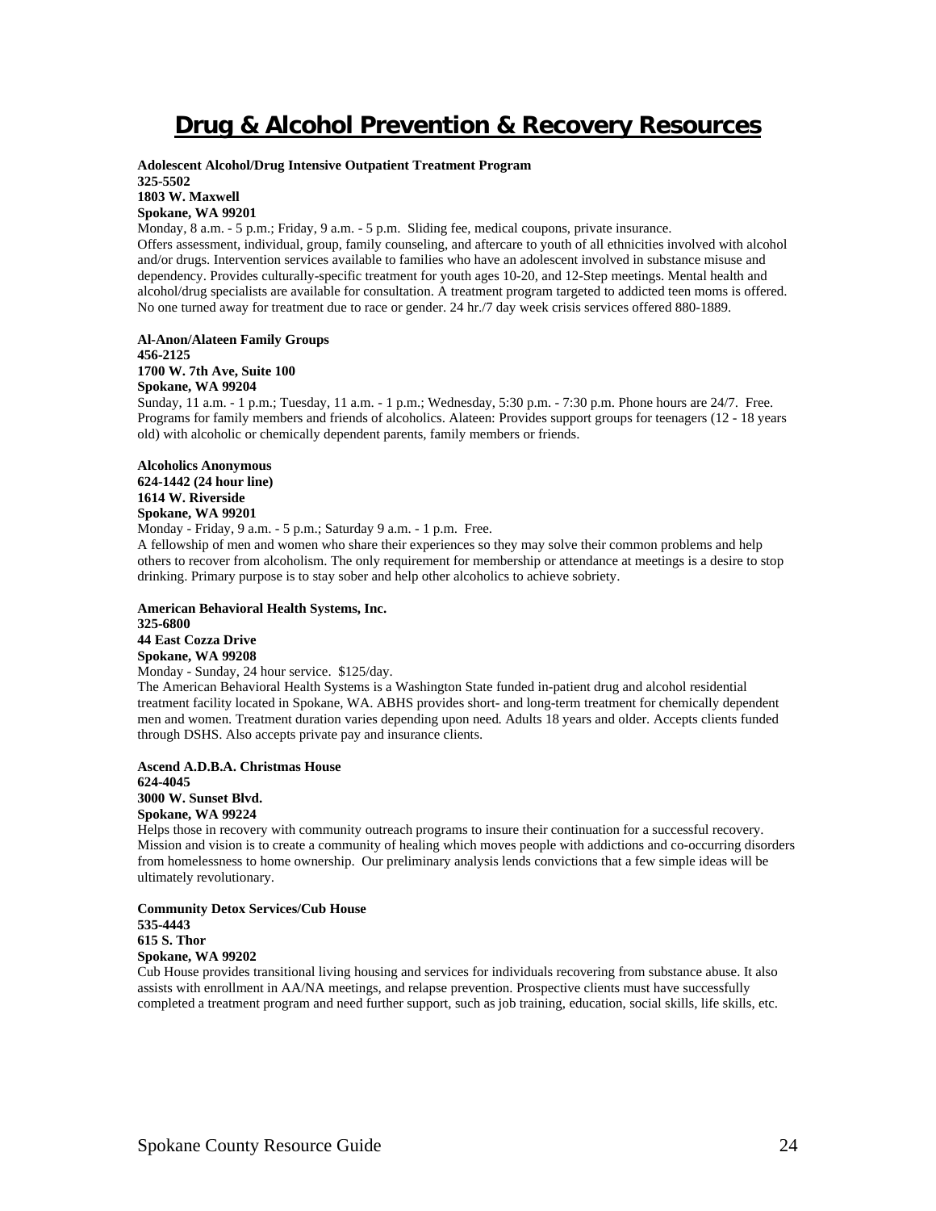# Drug & Alcohol Prevention & Recovery Resources

**Adolescent Alcohol/Drug Intensive Outpatient Treatment Program**
**325-5502**
**1803 W. Maxwell**
**Spokane, WA 99201**
Monday, 8 a.m. - 5 p.m.; Friday, 9 a.m. - 5 p.m. Sliding fee, medical coupons, private insurance.
Offers assessment, individual, group, family counseling, and aftercare to youth of all ethnicities involved with alcohol and/or drugs. Intervention services available to families who have an adolescent involved in substance misuse and dependency. Provides culturally-specific treatment for youth ages 10-20, and 12-Step meetings. Mental health and alcohol/drug specialists are available for consultation. A treatment program targeted to addicted teen moms is offered. No one turned away for treatment due to race or gender. 24 hr./7 day week crisis services offered 880-1889.

**Al-Anon/Alateen Family Groups**
**456-2125**
**1700 W. 7th Ave, Suite 100**
**Spokane, WA 99204**
Sunday, 11 a.m. - 1 p.m.; Tuesday, 11 a.m. - 1 p.m.; Wednesday, 5:30 p.m. - 7:30 p.m. Phone hours are 24/7. Free.
Programs for family members and friends of alcoholics. Alateen: Provides support groups for teenagers (12 - 18 years old) with alcoholic or chemically dependent parents, family members or friends.

**Alcoholics Anonymous**
**624-1442 (24 hour line)**
**1614 W. Riverside**
**Spokane, WA 99201**
Monday - Friday, 9 a.m. - 5 p.m.; Saturday 9 a.m. - 1 p.m. Free.
A fellowship of men and women who share their experiences so they may solve their common problems and help others to recover from alcoholism. The only requirement for membership or attendance at meetings is a desire to stop drinking. Primary purpose is to stay sober and help other alcoholics to achieve sobriety.

**American Behavioral Health Systems, Inc.**
**325-6800**
**44 East Cozza Drive**
**Spokane, WA 99208**
Monday - Sunday, 24 hour service. $125/day.
The American Behavioral Health Systems is a Washington State funded in-patient drug and alcohol residential treatment facility located in Spokane, WA. ABHS provides short- and long-term treatment for chemically dependent men and women. Treatment duration varies depending upon need. Adults 18 years and older. Accepts clients funded through DSHS. Also accepts private pay and insurance clients.

**Ascend A.D.B.A. Christmas House**
**624-4045**
**3000 W. Sunset Blvd.**
**Spokane, WA 99224**
Helps those in recovery with community outreach programs to insure their continuation for a successful recovery. Mission and vision is to create a community of healing which moves people with addictions and co-occurring disorders from homelessness to home ownership. Our preliminary analysis lends convictions that a few simple ideas will be ultimately revolutionary.

**Community Detox Services/Cub House**
**535-4443**
**615 S. Thor**
**Spokane, WA 99202**
Cub House provides transitional living housing and services for individuals recovering from substance abuse. It also assists with enrollment in AA/NA meetings, and relapse prevention. Prospective clients must have successfully completed a treatment program and need further support, such as job training, education, social skills, life skills, etc.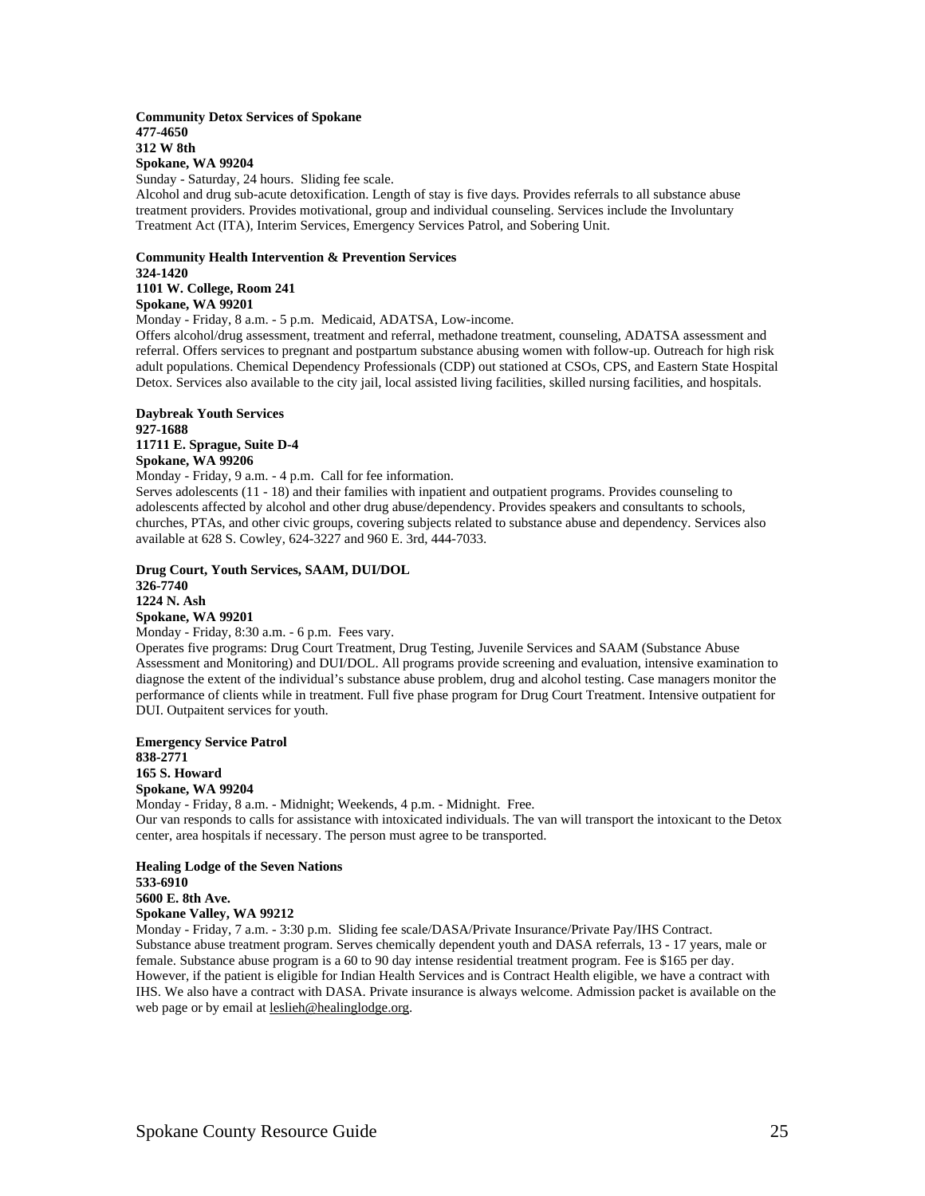**Community Detox Services of Spokane**
**477-4650**
**312 W 8th**
**Spokane, WA 99204**
Sunday - Saturday, 24 hours. Sliding fee scale.
Alcohol and drug sub-acute detoxification. Length of stay is five days. Provides referrals to all substance abuse treatment providers. Provides motivational, group and individual counseling. Services include the Involuntary Treatment Act (ITA), Interim Services, Emergency Services Patrol, and Sobering Unit.

**Community Health Intervention & Prevention Services**
**324-1420**
**1101 W. College, Room 241**
**Spokane, WA 99201**
Monday - Friday, 8 a.m. - 5 p.m. Medicaid, ADATSA, Low-income.
Offers alcohol/drug assessment, treatment and referral, methadone treatment, counseling, ADATSA assessment and referral. Offers services to pregnant and postpartum substance abusing women with follow-up. Outreach for high risk adult populations. Chemical Dependency Professionals (CDP) out stationed at CSOs, CPS, and Eastern State Hospital Detox. Services also available to the city jail, local assisted living facilities, skilled nursing facilities, and hospitals.

**Daybreak Youth Services**
**927-1688**
**11711 E. Sprague, Suite D-4**
**Spokane, WA 99206**
Monday - Friday, 9 a.m. - 4 p.m. Call for fee information.
Serves adolescents (11 - 18) and their families with inpatient and outpatient programs. Provides counseling to adolescents affected by alcohol and other drug abuse/dependency. Provides speakers and consultants to schools, churches, PTAs, and other civic groups, covering subjects related to substance abuse and dependency. Services also available at 628 S. Cowley, 624-3227 and 960 E. 3rd, 444-7033.

**Drug Court, Youth Services, SAAM, DUI/DOL**
**326-7740**
**1224 N. Ash**
**Spokane, WA 99201**
Monday - Friday, 8:30 a.m. - 6 p.m. Fees vary.
Operates five programs: Drug Court Treatment, Drug Testing, Juvenile Services and SAAM (Substance Abuse Assessment and Monitoring) and DUI/DOL. All programs provide screening and evaluation, intensive examination to diagnose the extent of the individual's substance abuse problem, drug and alcohol testing. Case managers monitor the performance of clients while in treatment. Full five phase program for Drug Court Treatment. Intensive outpatient for DUI. Outpaitent services for youth.

**Emergency Service Patrol**
**838-2771**
**165 S. Howard**
**Spokane, WA 99204**
Monday - Friday, 8 a.m. - Midnight; Weekends, 4 p.m. - Midnight. Free.
Our van responds to calls for assistance with intoxicated individuals. The van will transport the intoxicant to the Detox center, area hospitals if necessary. The person must agree to be transported.

**Healing Lodge of the Seven Nations**
**533-6910**
**5600 E. 8th Ave.**
**Spokane Valley, WA 99212**
Monday - Friday, 7 a.m. - 3:30 p.m. Sliding fee scale/DASA/Private Insurance/Private Pay/IHS Contract.
Substance abuse treatment program. Serves chemically dependent youth and DASA referrals, 13 - 17 years, male or female. Substance abuse program is a 60 to 90 day intense residential treatment program. Fee is $165 per day. However, if the patient is eligible for Indian Health Services and is Contract Health eligible, we have a contract with IHS. We also have a contract with DASA. Private insurance is always welcome. Admission packet is available on the web page or by email at leslieh@healinglodge.org.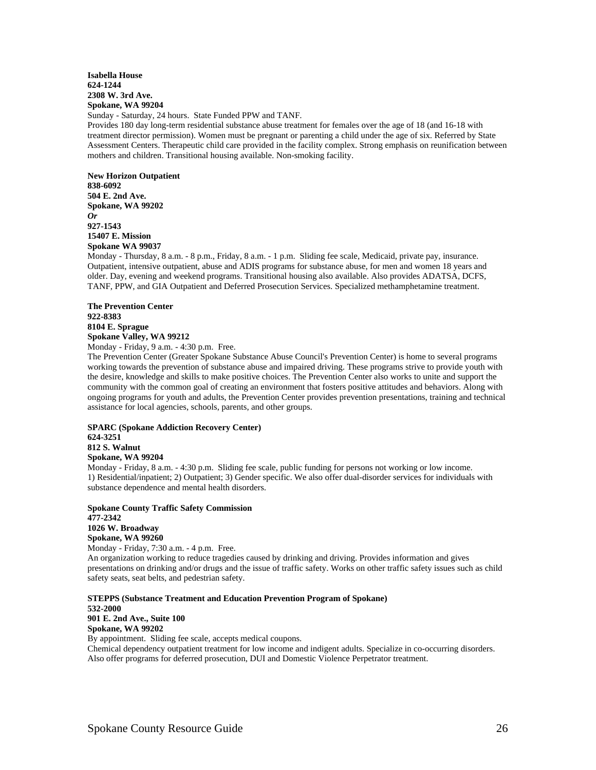**Isabella House**
**624-1244**
**2308 W. 3rd Ave.**
**Spokane, WA 99204**
Sunday - Saturday, 24 hours. State Funded PPW and TANF.
Provides 180 day long-term residential substance abuse treatment for females over the age of 18 (and 16-18 with treatment director permission). Women must be pregnant or parenting a child under the age of six. Referred by State Assessment Centers. Therapeutic child care provided in the facility complex. Strong emphasis on reunification between mothers and children. Transitional housing available. Non-smoking facility.

**New Horizon Outpatient**
**838-6092**
**504 E. 2nd Ave.**
**Spokane, WA 99202**
***Or***
**927-1543**
**15407 E. Mission**
**Spokane WA 99037**
Monday - Thursday, 8 a.m. - 8 p.m., Friday, 8 a.m. - 1 p.m. Sliding fee scale, Medicaid, private pay, insurance. Outpatient, intensive outpatient, abuse and ADIS programs for substance abuse, for men and women 18 years and older. Day, evening and weekend programs. Transitional housing also available. Also provides ADATSA, DCFS, TANF, PPW, and GIA Outpatient and Deferred Prosecution Services. Specialized methamphetamine treatment.

**The Prevention Center**
**922-8383**
**8104 E. Sprague**
**Spokane Valley, WA 99212**
Monday - Friday, 9 a.m. - 4:30 p.m. Free.
The Prevention Center (Greater Spokane Substance Abuse Council's Prevention Center) is home to several programs working towards the prevention of substance abuse and impaired driving. These programs strive to provide youth with the desire, knowledge and skills to make positive choices. The Prevention Center also works to unite and support the community with the common goal of creating an environment that fosters positive attitudes and behaviors. Along with ongoing programs for youth and adults, the Prevention Center provides prevention presentations, training and technical assistance for local agencies, schools, parents, and other groups.

**SPARC (Spokane Addiction Recovery Center)**
**624-3251**
**812 S. Walnut**
**Spokane, WA 99204**
Monday - Friday, 8 a.m. - 4:30 p.m. Sliding fee scale, public funding for persons not working or low income.
1) Residential/inpatient; 2) Outpatient; 3) Gender specific. We also offer dual-disorder services for individuals with substance dependence and mental health disorders.

**Spokane County Traffic Safety Commission**
**477-2342**
**1026 W. Broadway**
**Spokane, WA 99260**
Monday - Friday, 7:30 a.m. - 4 p.m. Free.
An organization working to reduce tragedies caused by drinking and driving. Provides information and gives presentations on drinking and/or drugs and the issue of traffic safety. Works on other traffic safety issues such as child safety seats, seat belts, and pedestrian safety.

**STEPPS (Substance Treatment and Education Prevention Program of Spokane)**
**532-2000**
**901 E. 2nd Ave., Suite 100**
**Spokane, WA 99202**
By appointment. Sliding fee scale, accepts medical coupons.
Chemical dependency outpatient treatment for low income and indigent adults. Specialize in co-occurring disorders. Also offer programs for deferred prosecution, DUI and Domestic Violence Perpetrator treatment.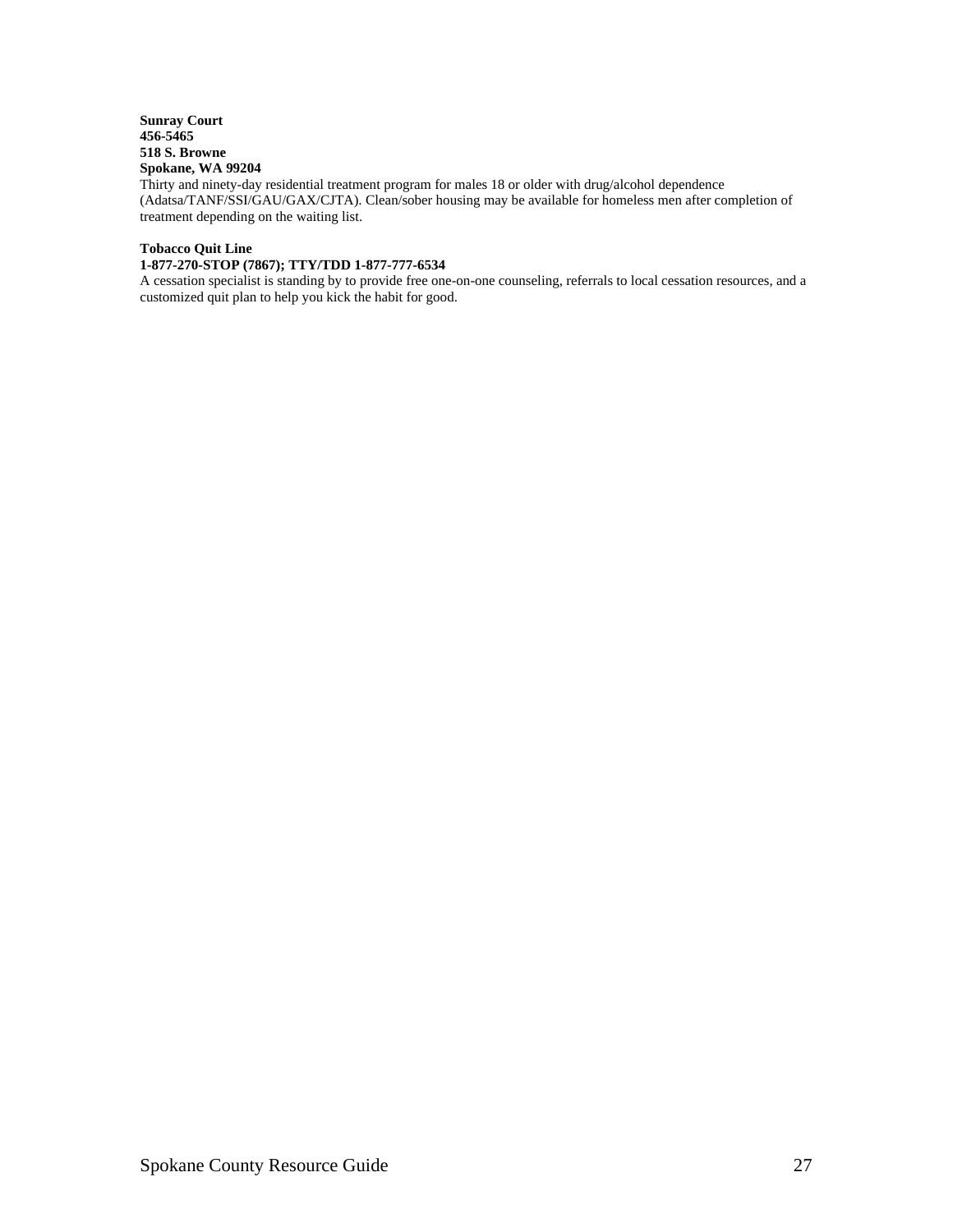**Sunray Court**
**456-5465**
**518 S. Browne**
**Spokane, WA 99204**
Thirty and ninety-day residential treatment program for males 18 or older with drug/alcohol dependence (Adatsa/TANF/SSI/GAU/GAX/CJTA). Clean/sober housing may be available for homeless men after completion of treatment depending on the waiting list.

**Tobacco Quit Line**
**1-877-270-STOP (7867); TTY/TDD 1-877-777-6534**
A cessation specialist is standing by to provide free one-on-one counseling, referrals to local cessation resources, and a customized quit plan to help you kick the habit for good.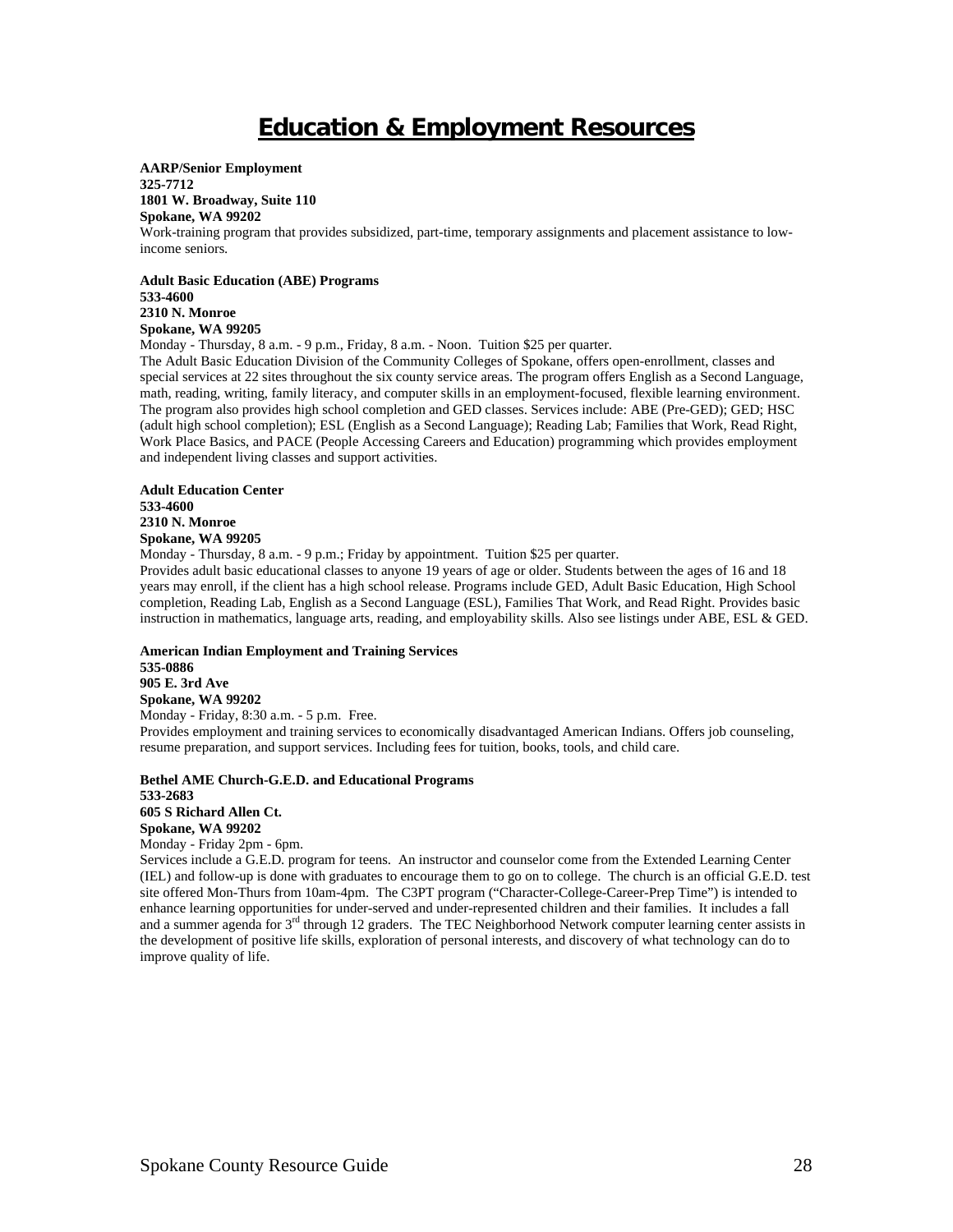# Education & Employment Resources

**AARP/Senior Employment**
**325-7712**
**1801 W. Broadway, Suite 110**
**Spokane, WA 99202**
Work-training program that provides subsidized, part-time, temporary assignments and placement assistance to low-income seniors.

**Adult Basic Education (ABE) Programs**
**533-4600**
**2310 N. Monroe**
**Spokane, WA 99205**
Monday - Thursday, 8 a.m. - 9 p.m., Friday, 8 a.m. - Noon. Tuition $25 per quarter.
The Adult Basic Education Division of the Community Colleges of Spokane, offers open-enrollment, classes and special services at 22 sites throughout the six county service areas. The program offers English as a Second Language, math, reading, writing, family literacy, and computer skills in an employment-focused, flexible learning environment. The program also provides high school completion and GED classes. Services include: ABE (Pre-GED); GED; HSC (adult high school completion); ESL (English as a Second Language); Reading Lab; Families that Work, Read Right, Work Place Basics, and PACE (People Accessing Careers and Education) programming which provides employment and independent living classes and support activities.

**Adult Education Center**
**533-4600**
**2310 N. Monroe**
**Spokane, WA 99205**
Monday - Thursday, 8 a.m. - 9 p.m.; Friday by appointment. Tuition $25 per quarter.
Provides adult basic educational classes to anyone 19 years of age or older. Students between the ages of 16 and 18 years may enroll, if the client has a high school release. Programs include GED, Adult Basic Education, High School completion, Reading Lab, English as a Second Language (ESL), Families That Work, and Read Right. Provides basic instruction in mathematics, language arts, reading, and employability skills. Also see listings under ABE, ESL & GED.

**American Indian Employment and Training Services**
**535-0886**
**905 E. 3rd Ave**
**Spokane, WA 99202**
Monday - Friday, 8:30 a.m. - 5 p.m. Free.
Provides employment and training services to economically disadvantaged American Indians. Offers job counseling, resume preparation, and support services. Including fees for tuition, books, tools, and child care.

**Bethel AME Church-G.E.D. and Educational Programs**
**533-2683**
**605 S Richard Allen Ct.**
**Spokane, WA 99202**
Monday - Friday 2pm - 6pm.
Services include a G.E.D. program for teens. An instructor and counselor come from the Extended Learning Center (IEL) and follow-up is done with graduates to encourage them to go on to college. The church is an official G.E.D. test site offered Mon-Thurs from 10am-4pm. The C3PT program ("Character-College-Career-Prep Time") is intended to enhance learning opportunities for under-served and under-represented children and their families. It includes a fall and a summer agenda for 3rd through 12 graders. The TEC Neighborhood Network computer learning center assists in the development of positive life skills, exploration of personal interests, and discovery of what technology can do to improve quality of life.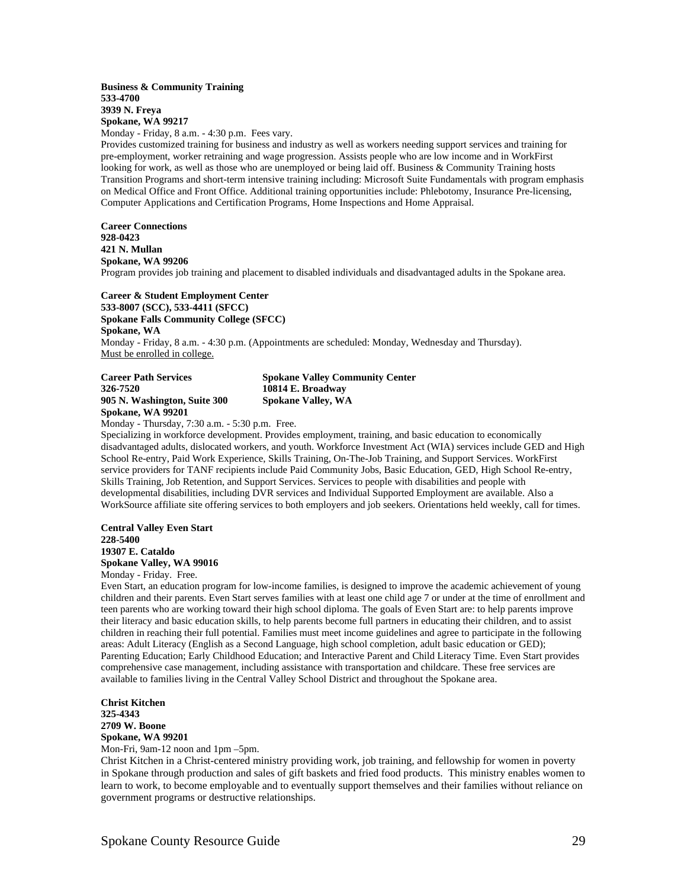**Business & Community Training**
**533-4700**
**3939 N. Freya**
**Spokane, WA 99217**
Monday - Friday, 8 a.m. - 4:30 p.m. Fees vary.
Provides customized training for business and industry as well as workers needing support services and training for pre-employment, worker retraining and wage progression. Assists people who are low income and in WorkFirst looking for work, as well as those who are unemployed or being laid off. Business & Community Training hosts Transition Programs and short-term intensive training including: Microsoft Suite Fundamentals with program emphasis on Medical Office and Front Office. Additional training opportunities include: Phlebotomy, Insurance Pre-licensing, Computer Applications and Certification Programs, Home Inspections and Home Appraisal.

**Career Connections**
**928-0423**
**421 N. Mullan**
**Spokane, WA 99206**
Program provides job training and placement to disabled individuals and disadvantaged adults in the Spokane area.

**Career & Student Employment Center**
**533-8007 (SCC), 533-4411 (SFCC)**
**Spokane Falls Community College (SFCC)**
**Spokane, WA**
Monday - Friday, 8 a.m. - 4:30 p.m. (Appointments are scheduled: Monday, Wednesday and Thursday).
<u>Must be enrolled in college.</u>

**Career Path Services**
**326-7520**
**905 N. Washington, Suite 300**
**Spokane, WA 99201**

**Spokane Valley Community Center**
**10814 E. Broadway**
**Spokane Valley, WA**

Monday - Thursday, 7:30 a.m. - 5:30 p.m. Free.
Specializing in workforce development. Provides employment, training, and basic education to economically disadvantaged adults, dislocated workers, and youth. Workforce Investment Act (WIA) services include GED and High School Re-entry, Paid Work Experience, Skills Training, On-The-Job Training, and Support Services. WorkFirst service providers for TANF recipients include Paid Community Jobs, Basic Education, GED, High School Re-entry, Skills Training, Job Retention, and Support Services. Services to people with disabilities and people with developmental disabilities, including DVR services and Individual Supported Employment are available. Also a WorkSource affiliate site offering services to both employers and job seekers. Orientations held weekly, call for times.

**Central Valley Even Start**
**228-5400**
**19307 E. Cataldo**
**Spokane Valley, WA 99016**
Monday - Friday. Free.
Even Start, an education program for low-income families, is designed to improve the academic achievement of young children and their parents. Even Start serves families with at least one child age 7 or under at the time of enrollment and teen parents who are working toward their high school diploma. The goals of Even Start are: to help parents improve their literacy and basic education skills, to help parents become full partners in educating their children, and to assist children in reaching their full potential. Families must meet income guidelines and agree to participate in the following areas: Adult Literacy (English as a Second Language, high school completion, adult basic education or GED); Parenting Education; Early Childhood Education; and Interactive Parent and Child Literacy Time. Even Start provides comprehensive case management, including assistance with transportation and childcare. These free services are available to families living in the Central Valley School District and throughout the Spokane area.

**Christ Kitchen**
**325-4343**
**2709 W. Boone**
**Spokane, WA 99201**
Mon-Fri, 9am-12 noon and 1pm –5pm.
Christ Kitchen in a Christ-centered ministry providing work, job training, and fellowship for women in poverty in Spokane through production and sales of gift baskets and fried food products. This ministry enables women to learn to work, to become employable and to eventually support themselves and their families without reliance on government programs or destructive relationships.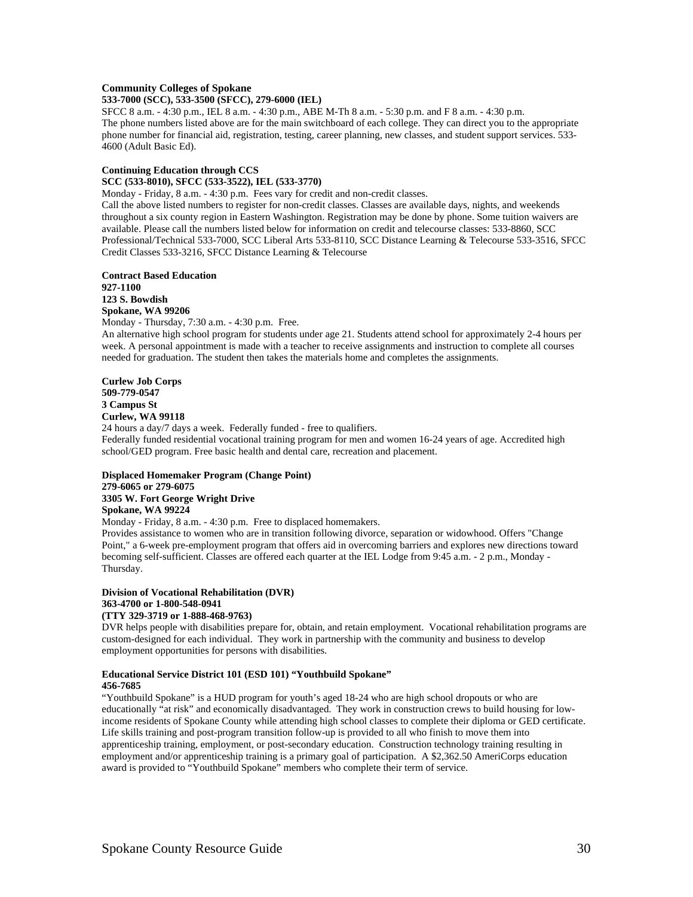**Community Colleges of Spokane**
**533-7000 (SCC), 533-3500 (SFCC), 279-6000 (IEL)**
SFCC 8 a.m. - 4:30 p.m., IEL 8 a.m. - 4:30 p.m., ABE M-Th 8 a.m. - 5:30 p.m. and F 8 a.m. - 4:30 p.m.
The phone numbers listed above are for the main switchboard of each college. They can direct you to the appropriate phone number for financial aid, registration, testing, career planning, new classes, and student support services. 533-4600 (Adult Basic Ed).

**Continuing Education through CCS**
**SCC (533-8010), SFCC (533-3522), IEL (533-3770)**
Monday - Friday, 8 a.m. - 4:30 p.m. Fees vary for credit and non-credit classes.
Call the above listed numbers to register for non-credit classes. Classes are available days, nights, and weekends throughout a six county region in Eastern Washington. Registration may be done by phone. Some tuition waivers are available. Please call the numbers listed below for information on credit and telecourse classes: 533-8860, SCC Professional/Technical 533-7000, SCC Liberal Arts 533-8110, SCC Distance Learning & Telecourse 533-3516, SFCC Credit Classes 533-3216, SFCC Distance Learning & Telecourse

**Contract Based Education**
**927-1100**
**123 S. Bowdish**
**Spokane, WA 99206**
Monday - Thursday, 7:30 a.m. - 4:30 p.m. Free.
An alternative high school program for students under age 21. Students attend school for approximately 2-4 hours per week. A personal appointment is made with a teacher to receive assignments and instruction to complete all courses needed for graduation. The student then takes the materials home and completes the assignments.

**Curlew Job Corps**
**509-779-0547**
**3 Campus St**
**Curlew, WA 99118**
24 hours a day/7 days a week. Federally funded - free to qualifiers.
Federally funded residential vocational training program for men and women 16-24 years of age. Accredited high school/GED program. Free basic health and dental care, recreation and placement.

**Displaced Homemaker Program (Change Point)**
**279-6065 or 279-6075**
**3305 W. Fort George Wright Drive**
**Spokane, WA 99224**
Monday - Friday, 8 a.m. - 4:30 p.m. Free to displaced homemakers.
Provides assistance to women who are in transition following divorce, separation or widowhood. Offers "Change Point," a 6-week pre-employment program that offers aid in overcoming barriers and explores new directions toward becoming self-sufficient. Classes are offered each quarter at the IEL Lodge from 9:45 a.m. - 2 p.m., Monday - Thursday.

**Division of Vocational Rehabilitation (DVR)**
**363-4700 or 1-800-548-0941**
**(TTY 329-3719 or 1-888-468-9763)**
DVR helps people with disabilities prepare for, obtain, and retain employment. Vocational rehabilitation programs are custom-designed for each individual. They work in partnership with the community and business to develop employment opportunities for persons with disabilities.

**Educational Service District 101 (ESD 101) "Youthbuild Spokane"**
**456-7685**
"Youthbuild Spokane" is a HUD program for youth's aged 18-24 who are high school dropouts or who are educationally "at risk" and economically disadvantaged. They work in construction crews to build housing for low-income residents of Spokane County while attending high school classes to complete their diploma or GED certificate. Life skills training and post-program transition follow-up is provided to all who finish to move them into apprenticeship training, employment, or post-secondary education. Construction technology training resulting in employment and/or apprenticeship training is a primary goal of participation. A $2,362.50 AmeriCorps education award is provided to "Youthbuild Spokane" members who complete their term of service.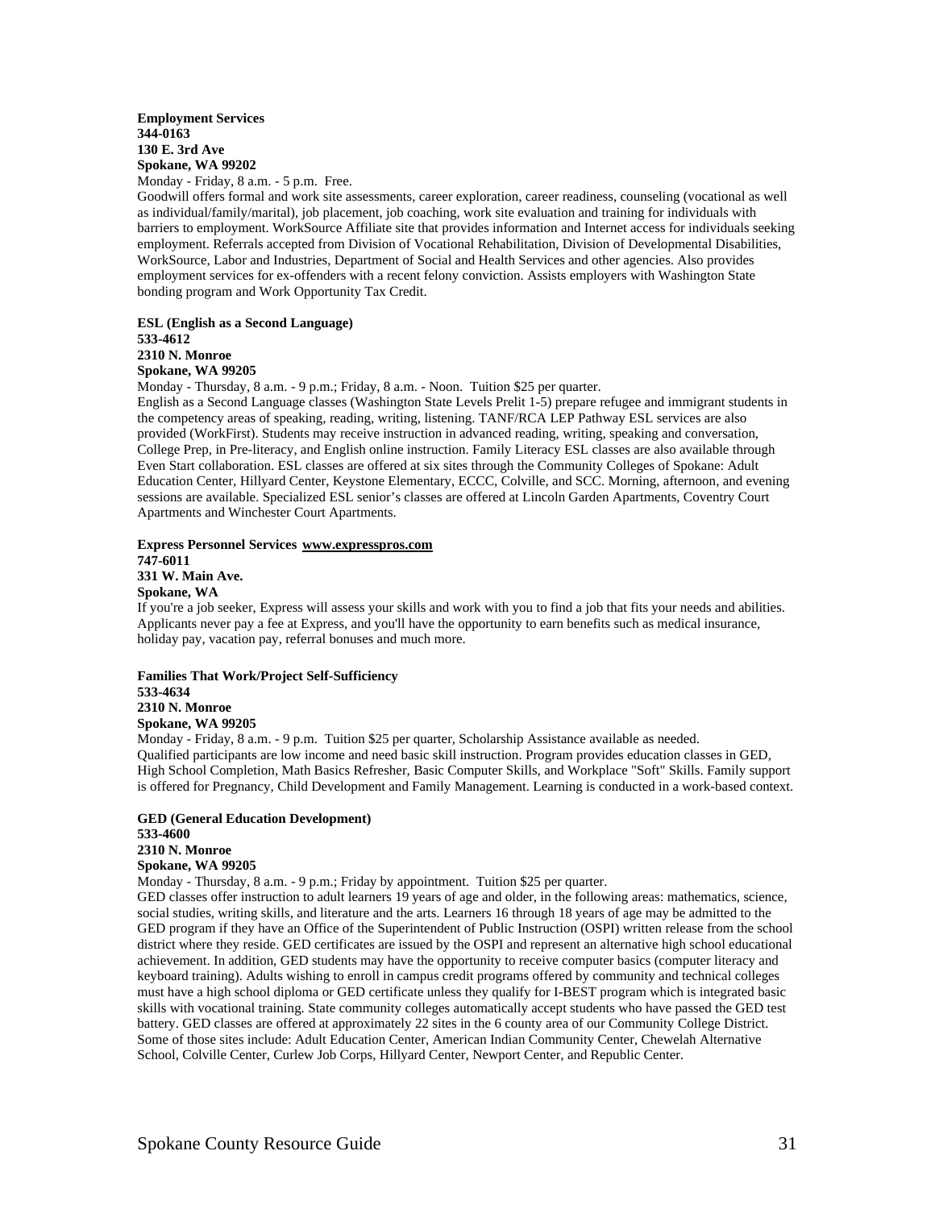**Employment Services**
**344-0163**
**130 E. 3rd Ave**
**Spokane, WA 99202**
Monday - Friday, 8 a.m. - 5 p.m. Free.
Goodwill offers formal and work site assessments, career exploration, career readiness, counseling (vocational as well as individual/family/marital), job placement, job coaching, work site evaluation and training for individuals with barriers to employment. WorkSource Affiliate site that provides information and Internet access for individuals seeking employment. Referrals accepted from Division of Vocational Rehabilitation, Division of Developmental Disabilities, WorkSource, Labor and Industries, Department of Social and Health Services and other agencies. Also provides employment services for ex-offenders with a recent felony conviction. Assists employers with Washington State bonding program and Work Opportunity Tax Credit.

**ESL (English as a Second Language)**
**533-4612**
**2310 N. Monroe**
**Spokane, WA 99205**
Monday - Thursday, 8 a.m. - 9 p.m.; Friday, 8 a.m. - Noon. Tuition $25 per quarter.
English as a Second Language classes (Washington State Levels Prelit 1-5) prepare refugee and immigrant students in the competency areas of speaking, reading, writing, listening. TANF/RCA LEP Pathway ESL services are also provided (WorkFirst). Students may receive instruction in advanced reading, writing, speaking and conversation, College Prep, in Pre-literacy, and English online instruction. Family Literacy ESL classes are also available through Even Start collaboration. ESL classes are offered at six sites through the Community Colleges of Spokane: Adult Education Center, Hillyard Center, Keystone Elementary, ECCC, Colville, and SCC. Morning, afternoon, and evening sessions are available. Specialized ESL senior's classes are offered at Lincoln Garden Apartments, Coventry Court Apartments and Winchester Court Apartments.

**Express Personnel Services www.expresspros.com**
**747-6011**
**331 W. Main Ave.**
**Spokane, WA**
If you're a job seeker, Express will assess your skills and work with you to find a job that fits your needs and abilities. Applicants never pay a fee at Express, and you'll have the opportunity to earn benefits such as medical insurance, holiday pay, vacation pay, referral bonuses and much more.

**Families That Work/Project Self-Sufficiency**
**533-4634**
**2310 N. Monroe**
**Spokane, WA 99205**
Monday - Friday, 8 a.m. - 9 p.m. Tuition $25 per quarter, Scholarship Assistance available as needed.
Qualified participants are low income and need basic skill instruction. Program provides education classes in GED, High School Completion, Math Basics Refresher, Basic Computer Skills, and Workplace "Soft" Skills. Family support is offered for Pregnancy, Child Development and Family Management. Learning is conducted in a work-based context.

**GED (General Education Development)**
**533-4600**
**2310 N. Monroe**
**Spokane, WA 99205**
Monday - Thursday, 8 a.m. - 9 p.m.; Friday by appointment. Tuition $25 per quarter.
GED classes offer instruction to adult learners 19 years of age and older, in the following areas: mathematics, science, social studies, writing skills, and literature and the arts. Learners 16 through 18 years of age may be admitted to the GED program if they have an Office of the Superintendent of Public Instruction (OSPI) written release from the school district where they reside. GED certificates are issued by the OSPI and represent an alternative high school educational achievement. In addition, GED students may have the opportunity to receive computer basics (computer literacy and keyboard training). Adults wishing to enroll in campus credit programs offered by community and technical colleges must have a high school diploma or GED certificate unless they qualify for I-BEST program which is integrated basic skills with vocational training. State community colleges automatically accept students who have passed the GED test battery. GED classes are offered at approximately 22 sites in the 6 county area of our Community College District. Some of those sites include: Adult Education Center, American Indian Community Center, Chewelah Alternative School, Colville Center, Curlew Job Corps, Hillyard Center, Newport Center, and Republic Center.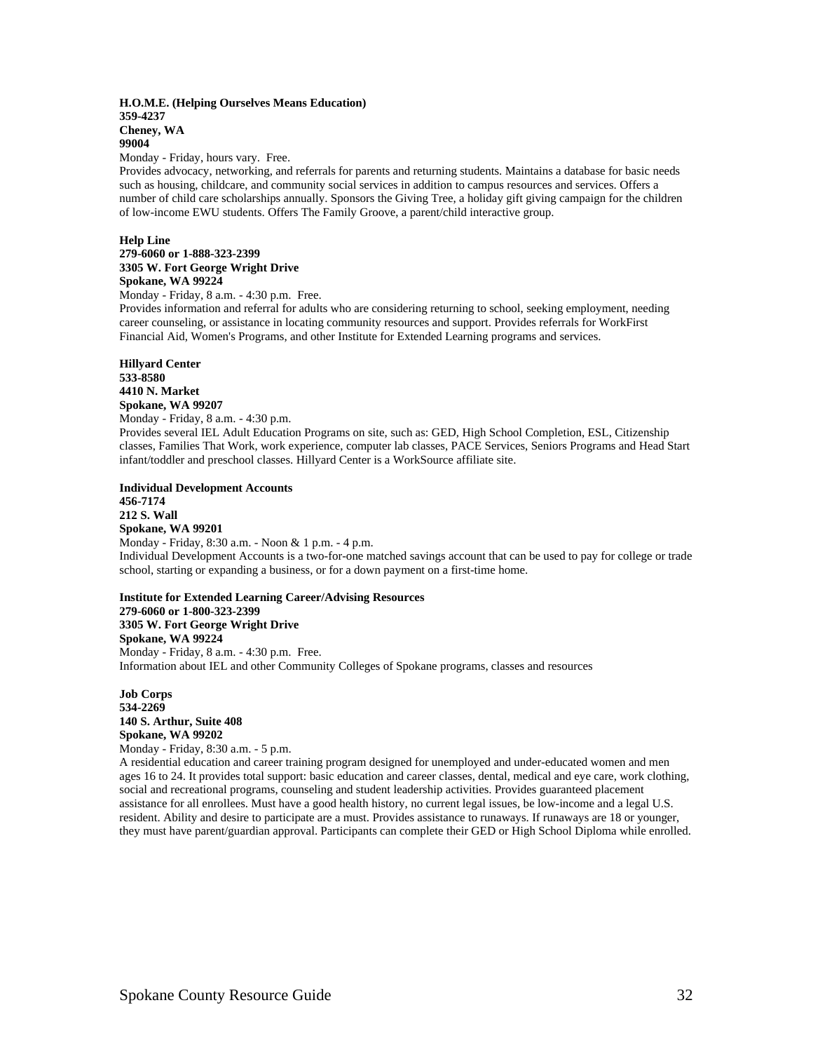**H.O.M.E. (Helping Ourselves Means Education)**
**359-4237**
**Cheney, WA**
**99004**
Monday - Friday, hours vary. Free.
Provides advocacy, networking, and referrals for parents and returning students. Maintains a database for basic needs such as housing, childcare, and community social services in addition to campus resources and services. Offers a number of child care scholarships annually. Sponsors the Giving Tree, a holiday gift giving campaign for the children of low-income EWU students. Offers The Family Groove, a parent/child interactive group.

**Help Line**
**279-6060 or 1-888-323-2399**
**3305 W. Fort George Wright Drive**
**Spokane, WA 99224**
Monday - Friday, 8 a.m. - 4:30 p.m. Free.
Provides information and referral for adults who are considering returning to school, seeking employment, needing career counseling, or assistance in locating community resources and support. Provides referrals for WorkFirst Financial Aid, Women's Programs, and other Institute for Extended Learning programs and services.

**Hillyard Center**
**533-8580**
**4410 N. Market**
**Spokane, WA 99207**
Monday - Friday, 8 a.m. - 4:30 p.m.
Provides several IEL Adult Education Programs on site, such as: GED, High School Completion, ESL, Citizenship classes, Families That Work, work experience, computer lab classes, PACE Services, Seniors Programs and Head Start infant/toddler and preschool classes. Hillyard Center is a WorkSource affiliate site.

**Individual Development Accounts**
**456-7174**
**212 S. Wall**
**Spokane, WA 99201**
Monday - Friday, 8:30 a.m. - Noon & 1 p.m. - 4 p.m.
Individual Development Accounts is a two-for-one matched savings account that can be used to pay for college or trade school, starting or expanding a business, or for a down payment on a first-time home.

**Institute for Extended Learning Career/Advising Resources**
**279-6060 or 1-800-323-2399**
**3305 W. Fort George Wright Drive**
**Spokane, WA 99224**
Monday - Friday, 8 a.m. - 4:30 p.m. Free.
Information about IEL and other Community Colleges of Spokane programs, classes and resources

**Job Corps**
**534-2269**
**140 S. Arthur, Suite 408**
**Spokane, WA 99202**
Monday - Friday, 8:30 a.m. - 5 p.m.
A residential education and career training program designed for unemployed and under-educated women and men ages 16 to 24. It provides total support: basic education and career classes, dental, medical and eye care, work clothing, social and recreational programs, counseling and student leadership activities. Provides guaranteed placement assistance for all enrollees. Must have a good health history, no current legal issues, be low-income and a legal U.S. resident. Ability and desire to participate are a must. Provides assistance to runaways. If runaways are 18 or younger, they must have parent/guardian approval. Participants can complete their GED or High School Diploma while enrolled.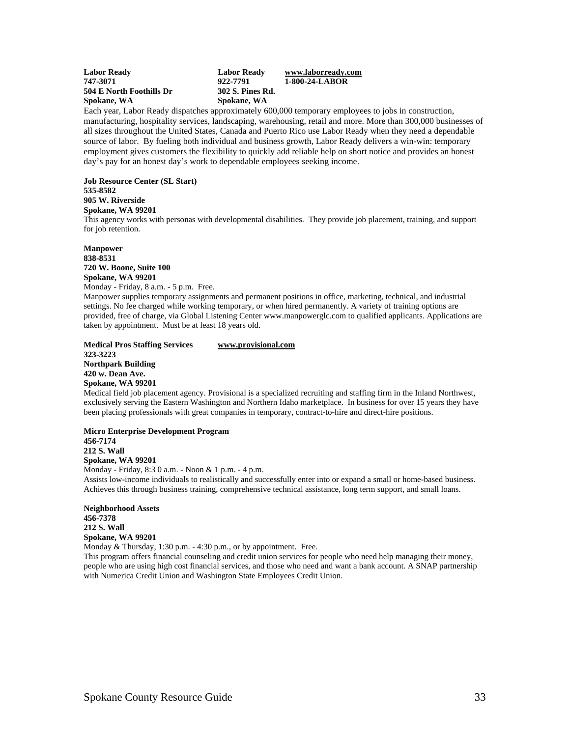**Labor Ready**
**747-3071**
**504 E North Foothills Dr**
**Spokane, WA**

**Labor Ready**
**922-7791**
**302 S. Pines Rd.**
**Spokane, WA**

**www.laborready.com**
**1-800-24-LABOR**

Each year, Labor Ready dispatches approximately 600,000 temporary employees to jobs in construction, manufacturing, hospitality services, landscaping, warehousing, retail and more. More than 300,000 businesses of all sizes throughout the United States, Canada and Puerto Rico use Labor Ready when they need a dependable source of labor. By fueling both individual and business growth, Labor Ready delivers a win-win: temporary employment gives customers the flexibility to quickly add reliable help on short notice and provides an honest day's pay for an honest day's work to dependable employees seeking income.

**Job Resource Center (SL Start)**
**535-8582**
**905 W. Riverside**
**Spokane, WA 99201**

This agency works with personas with developmental disabilities. They provide job placement, training, and support for job retention.

**Manpower**
**838-8531**
**720 W. Boone, Suite 100**
**Spokane, WA 99201**

Monday - Friday, 8 a.m. - 5 p.m. Free.

Manpower supplies temporary assignments and permanent positions in office, marketing, technical, and industrial settings. No fee charged while working temporary, or when hired permanently. A variety of training options are provided, free of charge, via Global Listening Center www.manpowerglc.com to qualified applicants. Applications are taken by appointment. Must be at least 18 years old.

**Medical Pros Staffing Services** **www.provisional.com**
**323-3223**
**Northpark Building**
**420 w. Dean Ave.**
**Spokane, WA 99201**

Medical field job placement agency. Provisional is a specialized recruiting and staffing firm in the Inland Northwest, exclusively serving the Eastern Washington and Northern Idaho marketplace. In business for over 15 years they have been placing professionals with great companies in temporary, contract-to-hire and direct-hire positions.

**Micro Enterprise Development Program**
**456-7174**
**212 S. Wall**
**Spokane, WA 99201**

Monday - Friday, 8:3 0 a.m. - Noon & 1 p.m. - 4 p.m.

Assists low-income individuals to realistically and successfully enter into or expand a small or home-based business. Achieves this through business training, comprehensive technical assistance, long term support, and small loans.

**Neighborhood Assets**
**456-7378**
**212 S. Wall**
**Spokane, WA 99201**

Monday & Thursday, 1:30 p.m. - 4:30 p.m., or by appointment. Free.

This program offers financial counseling and credit union services for people who need help managing their money, people who are using high cost financial services, and those who need and want a bank account. A SNAP partnership with Numerica Credit Union and Washington State Employees Credit Union.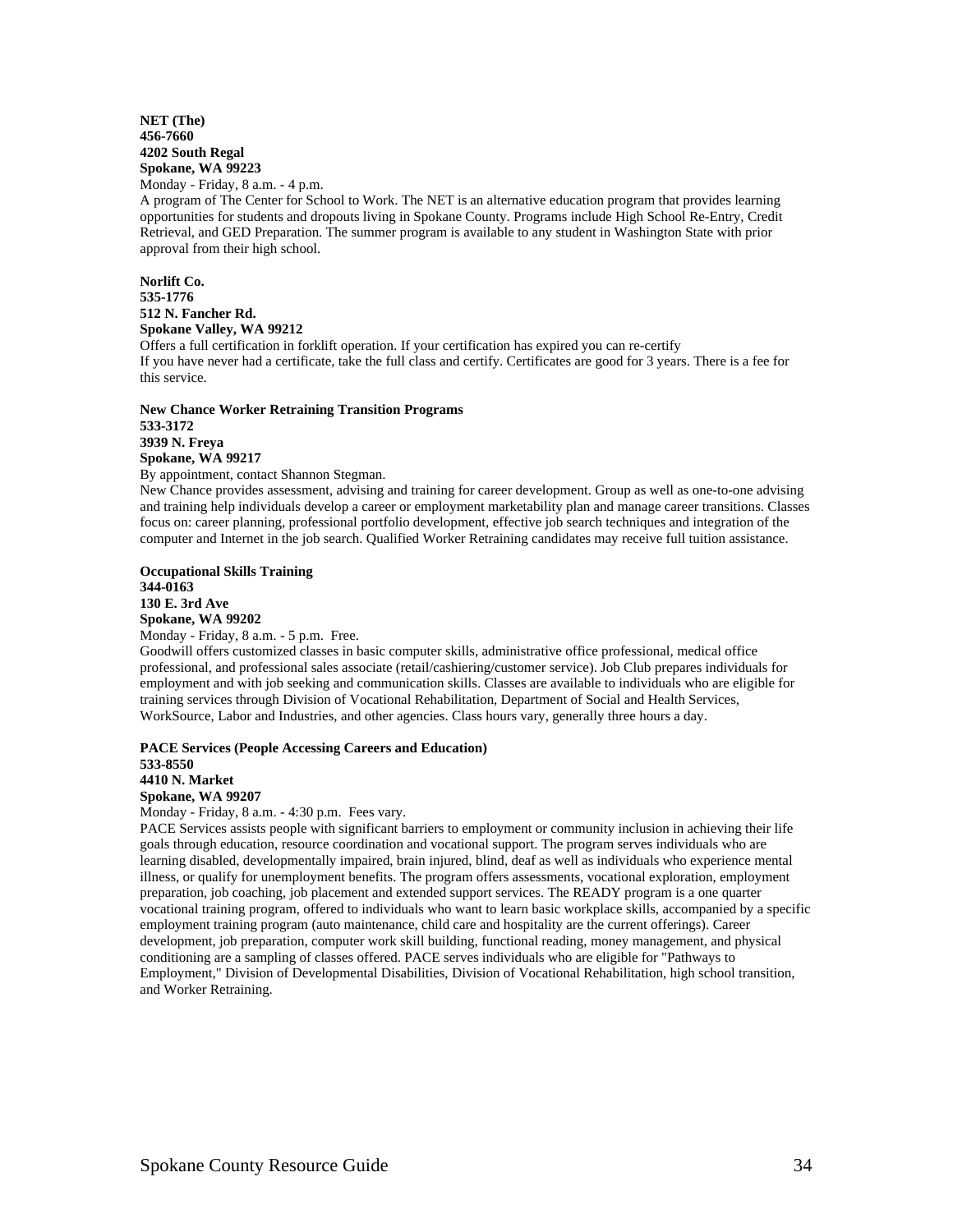**NET (The)**
**456-7660**
**4202 South Regal**
**Spokane, WA 99223**
Monday - Friday, 8 a.m. - 4 p.m.
A program of The Center for School to Work. The NET is an alternative education program that provides learning opportunities for students and dropouts living in Spokane County. Programs include High School Re-Entry, Credit Retrieval, and GED Preparation. The summer program is available to any student in Washington State with prior approval from their high school.

**Norlift Co.**
**535-1776**
**512 N. Fancher Rd.**
**Spokane Valley, WA 99212**
Offers a full certification in forklift operation. If your certification has expired you can re-certify
If you have never had a certificate, take the full class and certify. Certificates are good for 3 years. There is a fee for this service.

**New Chance Worker Retraining Transition Programs**
**533-3172**
**3939 N. Freya**
**Spokane, WA 99217**
By appointment, contact Shannon Stegman.
New Chance provides assessment, advising and training for career development. Group as well as one-to-one advising and training help individuals develop a career or employment marketability plan and manage career transitions. Classes focus on: career planning, professional portfolio development, effective job search techniques and integration of the computer and Internet in the job search. Qualified Worker Retraining candidates may receive full tuition assistance.

**Occupational Skills Training**
**344-0163**
**130 E. 3rd Ave**
**Spokane, WA 99202**
Monday - Friday, 8 a.m. - 5 p.m. Free.
Goodwill offers customized classes in basic computer skills, administrative office professional, medical office professional, and professional sales associate (retail/cashiering/customer service). Job Club prepares individuals for employment and with job seeking and communication skills. Classes are available to individuals who are eligible for training services through Division of Vocational Rehabilitation, Department of Social and Health Services, WorkSource, Labor and Industries, and other agencies. Class hours vary, generally three hours a day.

**PACE Services (People Accessing Careers and Education)**
**533-8550**
**4410 N. Market**
**Spokane, WA 99207**
Monday - Friday, 8 a.m. - 4:30 p.m. Fees vary.
PACE Services assists people with significant barriers to employment or community inclusion in achieving their life goals through education, resource coordination and vocational support. The program serves individuals who are learning disabled, developmentally impaired, brain injured, blind, deaf as well as individuals who experience mental illness, or qualify for unemployment benefits. The program offers assessments, vocational exploration, employment preparation, job coaching, job placement and extended support services. The READY program is a one quarter vocational training program, offered to individuals who want to learn basic workplace skills, accompanied by a specific employment training program (auto maintenance, child care and hospitality are the current offerings). Career development, job preparation, computer work skill building, functional reading, money management, and physical conditioning are a sampling of classes offered. PACE serves individuals who are eligible for "Pathways to Employment," Division of Developmental Disabilities, Division of Vocational Rehabilitation, high school transition, and Worker Retraining.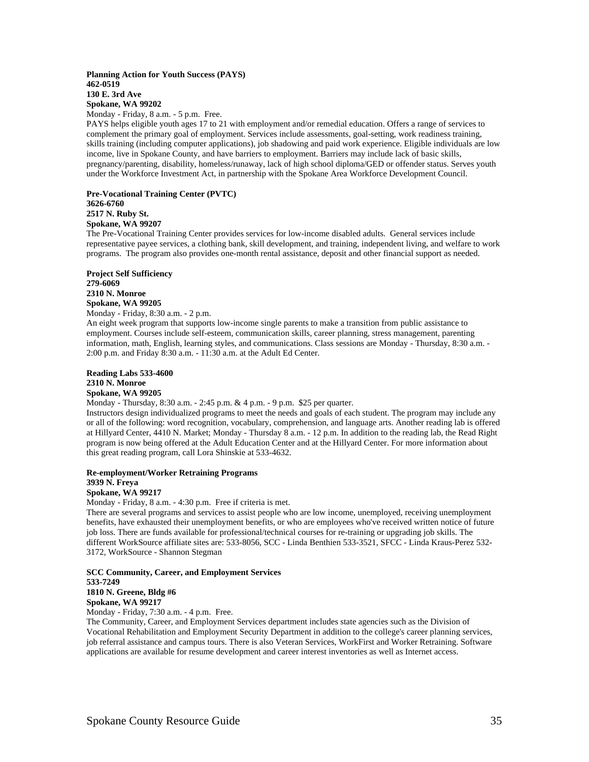**Planning Action for Youth Success (PAYS)**
**462-0519**
**130 E. 3rd Ave**
**Spokane, WA 99202**
Monday - Friday, 8 a.m. - 5 p.m. Free.
PAYS helps eligible youth ages 17 to 21 with employment and/or remedial education. Offers a range of services to complement the primary goal of employment. Services include assessments, goal-setting, work readiness training, skills training (including computer applications), job shadowing and paid work experience. Eligible individuals are low income, live in Spokane County, and have barriers to employment. Barriers may include lack of basic skills, pregnancy/parenting, disability, homeless/runaway, lack of high school diploma/GED or offender status. Serves youth under the Workforce Investment Act, in partnership with the Spokane Area Workforce Development Council.

**Pre-Vocational Training Center (PVTC)**
**3626-6760**
**2517 N. Ruby St.**
**Spokane, WA 99207**
The Pre-Vocational Training Center provides services for low-income disabled adults. General services include representative payee services, a clothing bank, skill development, and training, independent living, and welfare to work programs. The program also provides one-month rental assistance, deposit and other financial support as needed.

**Project Self Sufficiency**
**279-6069**
**2310 N. Monroe**
**Spokane, WA 99205**
Monday - Friday, 8:30 a.m. - 2 p.m.
An eight week program that supports low-income single parents to make a transition from public assistance to employment. Courses include self-esteem, communication skills, career planning, stress management, parenting information, math, English, learning styles, and communications. Class sessions are Monday - Thursday, 8:30 a.m. - 2:00 p.m. and Friday 8:30 a.m. - 11:30 a.m. at the Adult Ed Center.

**Reading Labs 533-4600**
**2310 N. Monroe**
**Spokane, WA 99205**
Monday - Thursday, 8:30 a.m. - 2:45 p.m. & 4 p.m. - 9 p.m. $25 per quarter.
Instructors design individualized programs to meet the needs and goals of each student. The program may include any or all of the following: word recognition, vocabulary, comprehension, and language arts. Another reading lab is offered at Hillyard Center, 4410 N. Market; Monday - Thursday 8 a.m. - 12 p.m. In addition to the reading lab, the Read Right program is now being offered at the Adult Education Center and at the Hillyard Center. For more information about this great reading program, call Lora Shinskie at 533-4632.

**Re-employment/Worker Retraining Programs**
**3939 N. Freya**
**Spokane, WA 99217**
Monday - Friday, 8 a.m. - 4:30 p.m. Free if criteria is met.
There are several programs and services to assist people who are low income, unemployed, receiving unemployment benefits, have exhausted their unemployment benefits, or who are employees who've received written notice of future job loss. There are funds available for professional/technical courses for re-training or upgrading job skills. The different WorkSource affiliate sites are: 533-8056, SCC - Linda Benthien 533-3521, SFCC - Linda Kraus-Perez 532-3172, WorkSource - Shannon Stegman

**SCC Community, Career, and Employment Services**
**533-7249**
**1810 N. Greene, Bldg #6**
**Spokane, WA 99217**
Monday - Friday, 7:30 a.m. - 4 p.m. Free.
The Community, Career, and Employment Services department includes state agencies such as the Division of Vocational Rehabilitation and Employment Security Department in addition to the college's career planning services, job referral assistance and campus tours. There is also Veteran Services, WorkFirst and Worker Retraining. Software applications are available for resume development and career interest inventories as well as Internet access.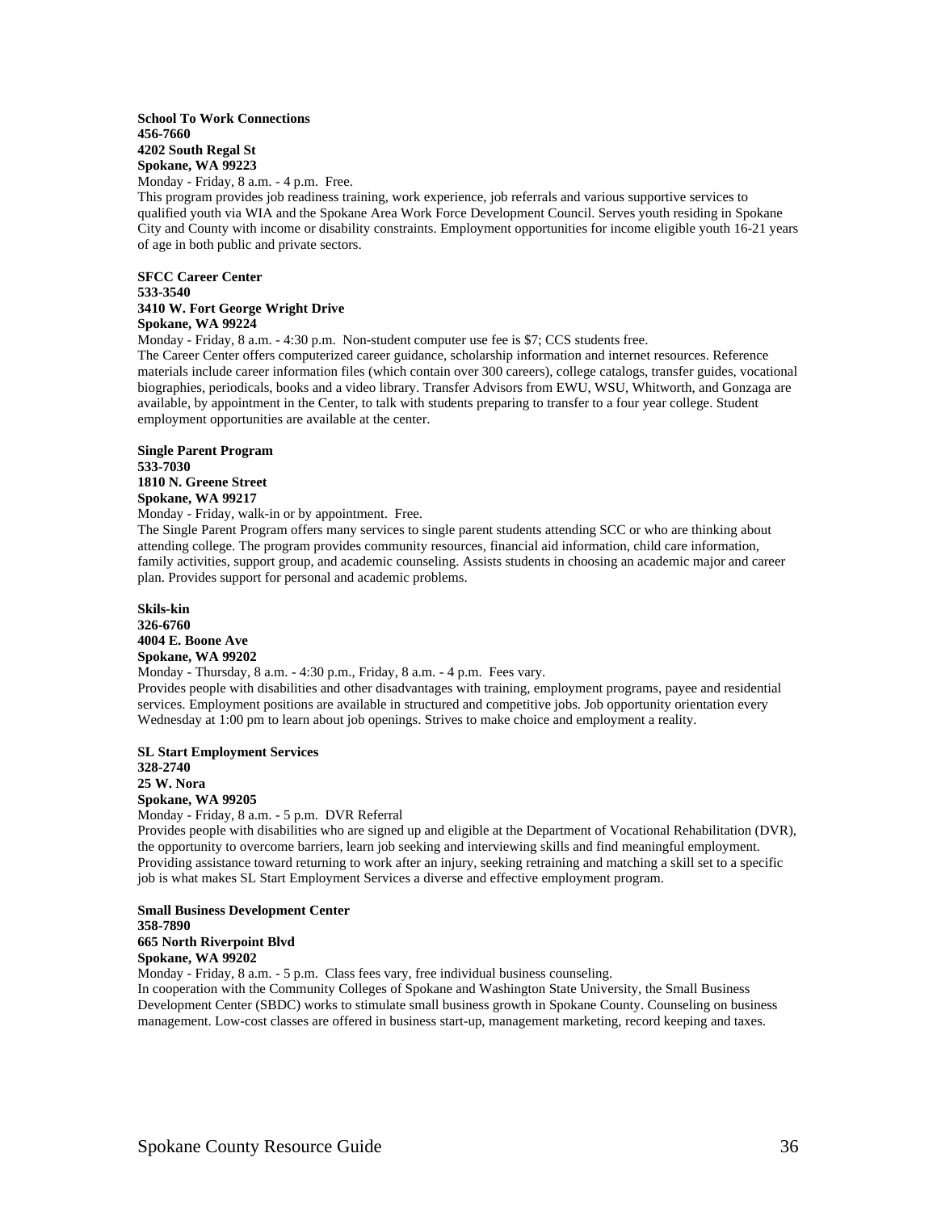**School To Work Connections**
**456-7660**
**4202 South Regal St**
**Spokane, WA 99223**
Monday - Friday, 8 a.m. - 4 p.m. Free.
This program provides job readiness training, work experience, job referrals and various supportive services to qualified youth via WIA and the Spokane Area Work Force Development Council. Serves youth residing in Spokane City and County with income or disability constraints. Employment opportunities for income eligible youth 16-21 years of age in both public and private sectors.

**SFCC Career Center**
**533-3540**
**3410 W. Fort George Wright Drive**
**Spokane, WA 99224**
Monday - Friday, 8 a.m. - 4:30 p.m. Non-student computer use fee is $7; CCS students free.
The Career Center offers computerized career guidance, scholarship information and internet resources. Reference materials include career information files (which contain over 300 careers), college catalogs, transfer guides, vocational biographies, periodicals, books and a video library. Transfer Advisors from EWU, WSU, Whitworth, and Gonzaga are available, by appointment in the Center, to talk with students preparing to transfer to a four year college. Student employment opportunities are available at the center.

**Single Parent Program**
**533-7030**
**1810 N. Greene Street**
**Spokane, WA 99217**
Monday - Friday, walk-in or by appointment. Free.
The Single Parent Program offers many services to single parent students attending SCC or who are thinking about attending college. The program provides community resources, financial aid information, child care information, family activities, support group, and academic counseling. Assists students in choosing an academic major and career plan. Provides support for personal and academic problems.

**Skils-kin**
**326-6760**
**4004 E. Boone Ave**
**Spokane, WA 99202**
Monday - Thursday, 8 a.m. - 4:30 p.m., Friday, 8 a.m. - 4 p.m. Fees vary.
Provides people with disabilities and other disadvantages with training, employment programs, payee and residential services. Employment positions are available in structured and competitive jobs. Job opportunity orientation every Wednesday at 1:00 pm to learn about job openings. Strives to make choice and employment a reality.

**SL Start Employment Services**
**328-2740**
**25 W. Nora**
**Spokane, WA 99205**
Monday - Friday, 8 a.m. - 5 p.m. DVR Referral
Provides people with disabilities who are signed up and eligible at the Department of Vocational Rehabilitation (DVR), the opportunity to overcome barriers, learn job seeking and interviewing skills and find meaningful employment. Providing assistance toward returning to work after an injury, seeking retraining and matching a skill set to a specific job is what makes SL Start Employment Services a diverse and effective employment program.

**Small Business Development Center**
**358-7890**
**665 North Riverpoint Blvd**
**Spokane, WA 99202**
Monday - Friday, 8 a.m. - 5 p.m. Class fees vary, free individual business counseling.
In cooperation with the Community Colleges of Spokane and Washington State University, the Small Business Development Center (SBDC) works to stimulate small business growth in Spokane County. Counseling on business management. Low-cost classes are offered in business start-up, management marketing, record keeping and taxes.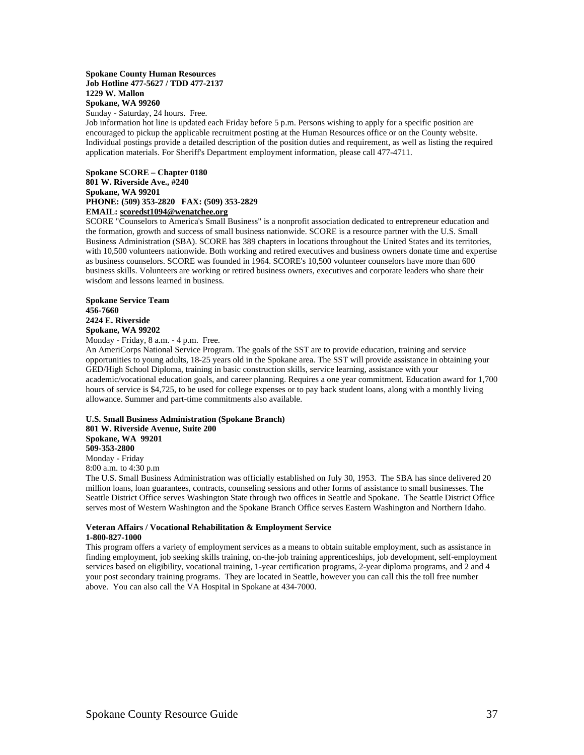**Spokane County Human Resources**
**Job Hotline 477-5627 / TDD 477-2137**
**1229 W. Mallon**
**Spokane, WA 99260**
Sunday - Saturday, 24 hours. Free.
Job information hot line is updated each Friday before 5 p.m. Persons wishing to apply for a specific position are encouraged to pickup the applicable recruitment posting at the Human Resources office or on the County website. Individual postings provide a detailed description of the position duties and requirement, as well as listing the required application materials. For Sheriff's Department employment information, please call 477-4711.

**Spokane SCORE – Chapter 0180**
**801 W. Riverside Ave., #240**
**Spokane, WA 99201**
**PHONE: (509) 353-2820 FAX: (509) 353-2829**
**EMAIL: scoredst1094@wenatchee.org**
SCORE "Counselors to America's Small Business" is a nonprofit association dedicated to entrepreneur education and the formation, growth and success of small business nationwide. SCORE is a resource partner with the U.S. Small Business Administration (SBA). SCORE has 389 chapters in locations throughout the United States and its territories, with 10,500 volunteers nationwide. Both working and retired executives and business owners donate time and expertise as business counselors. SCORE was founded in 1964. SCORE's 10,500 volunteer counselors have more than 600 business skills. Volunteers are working or retired business owners, executives and corporate leaders who share their wisdom and lessons learned in business.

**Spokane Service Team**
**456-7660**
**2424 E. Riverside**
**Spokane, WA 99202**
Monday - Friday, 8 a.m. - 4 p.m. Free.
An AmeriCorps National Service Program. The goals of the SST are to provide education, training and service opportunities to young adults, 18-25 years old in the Spokane area. The SST will provide assistance in obtaining your GED/High School Diploma, training in basic construction skills, service learning, assistance with your academic/vocational education goals, and career planning. Requires a one year commitment. Education award for 1,700 hours of service is $4,725, to be used for college expenses or to pay back student loans, along with a monthly living allowance. Summer and part-time commitments also available.

**U.S. Small Business Administration (Spokane Branch)**
**801 W. Riverside Avenue, Suite 200**
**Spokane, WA 99201**
**509-353-2800**
Monday - Friday
8:00 a.m. to 4:30 p.m
The U.S. Small Business Administration was officially established on July 30, 1953. The SBA has since delivered 20 million loans, loan guarantees, contracts, counseling sessions and other forms of assistance to small businesses. The Seattle District Office serves Washington State through two offices in Seattle and Spokane. The Seattle District Office serves most of Western Washington and the Spokane Branch Office serves Eastern Washington and Northern Idaho.

**Veteran Affairs / Vocational Rehabilitation & Employment Service**
**1-800-827-1000**
This program offers a variety of employment services as a means to obtain suitable employment, such as assistance in finding employment, job seeking skills training, on-the-job training apprenticeships, job development, self-employment services based on eligibility, vocational training, 1-year certification programs, 2-year diploma programs, and 2 and 4 your post secondary training programs. They are located in Seattle, however you can call this the toll free number above. You can also call the VA Hospital in Spokane at 434-7000.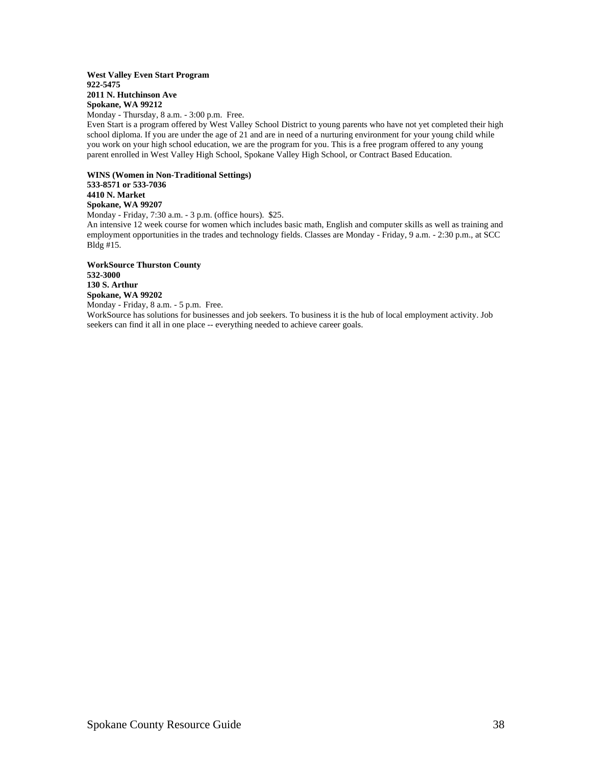**West Valley Even Start Program**
**922-5475**
**2011 N. Hutchinson Ave**
**Spokane, WA 99212**
Monday - Thursday, 8 a.m. - 3:00 p.m. Free.
Even Start is a program offered by West Valley School District to young parents who have not yet completed their high school diploma. If you are under the age of 21 and are in need of a nurturing environment for your young child while you work on your high school education, we are the program for you. This is a free program offered to any young parent enrolled in West Valley High School, Spokane Valley High School, or Contract Based Education.

**WINS (Women in Non-Traditional Settings)**
**533-8571 or 533-7036**
**4410 N. Market**
**Spokane, WA 99207**
Monday - Friday, 7:30 a.m. - 3 p.m. (office hours). $25.
An intensive 12 week course for women which includes basic math, English and computer skills as well as training and employment opportunities in the trades and technology fields. Classes are Monday - Friday, 9 a.m. - 2:30 p.m., at SCC Bldg #15.

**WorkSource Thurston County**
**532-3000**
**130 S. Arthur**
**Spokane, WA 99202**
Monday - Friday, 8 a.m. - 5 p.m. Free.
WorkSource has solutions for businesses and job seekers. To business it is the hub of local employment activity. Job seekers can find it all in one place -- everything needed to achieve career goals.